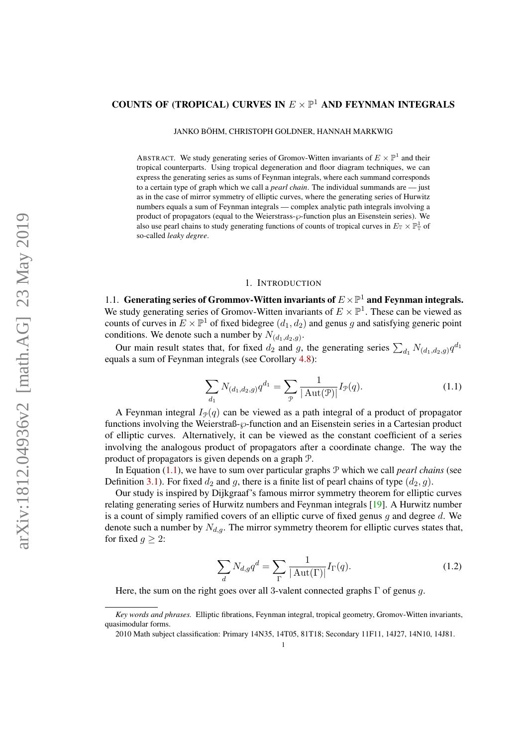# COUNTS OF (TROPICAL) CURVES IN $E \times \mathbb{P}^1$ AND FEYNMAN INTEGRALS

JANKO BÖHM, CHRISTOPH GOLDNER, HANNAH MARKWIG

ABSTRACT. We study generating series of Gromov-Witten invariants of $E \times \mathbb{P}^1$ and their tropical counterparts. Using tropical degeneration and floor diagram techniques, we can express the generating series as sums of Feynman integrals, where each summand corresponds to a certain type of graph which we call a *pearl chain*. The individual summands are — just as in the case of mirror symmetry of elliptic curves, where the generating series of Hurwitz numbers equals a sum of Feynman integrals — complex analytic path integrals involving a product of propagators (equal to the Weierstrass-$\wp$-function plus an Eisenstein series). We also use pearl chains to study generating functions of counts of tropical curves in $E_{\mathbb{T}} \times \mathbb{P}^1_{\mathbb{T}}$ of so-called *leaky degree*.

## 1. INTRODUCTION

### 1.1. Generating series of Grommov-Witten invariants of $E \times \mathbb{P}^1$ and Feynman integrals.

We study generating series of Gromov-Witten invariants of $E \times \mathbb{P}^1$. These can be viewed as counts of curves in $E \times \mathbb{P}^1$ of fixed bidegree $(d_1, d_2)$ and genus $g$ and satisfying generic point conditions. We denote such a number by $N_{(d_1,d_2,g)}$.

Our main result states that, for fixed $d_2$ and $g$, the generating series $\sum_{d_1} N_{(d_1,d_2,g)} q^{d_1}$ equals a sum of Feynman integrals (see Corollary 4.8):

$$\sum_{d_1} N_{(d_1,d_2,g)} q^{d_1} = \sum_{\mathcal{P}} \frac{1}{|\operatorname{Aut}(\mathcal{P})|} I_{\mathcal{P}}(q). \tag{1.1}$$

A Feynman integral $I_{\mathcal{P}}(q)$ can be viewed as a path integral of a product of propagator functions involving the Weierstraß-$\wp$-function and an Eisenstein series in a Cartesian product of elliptic curves. Alternatively, it can be viewed as the constant coefficient of a series involving the analogous product of propagators after a coordinate change. The way the product of propagators is given depends on a graph $\mathcal{P}$.

In Equation (1.1), we have to sum over particular graphs $\mathcal{P}$ which we call *pearl chains* (see Definition 3.1). For fixed $d_2$ and $g$, there is a finite list of pearl chains of type $(d_2, g)$.

Our study is inspired by Dijkgraaf's famous mirror symmetry theorem for elliptic curves relating generating series of Hurwitz numbers and Feynman integrals [19]. A Hurwitz number is a count of simply ramified covers of an elliptic curve of fixed genus $g$ and degree $d$. We denote such a number by $N_{d,g}$. The mirror symmetry theorem for elliptic curves states that, for fixed $g \geq 2$:

$$\sum_{d} N_{d,g} q^d = \sum_{\Gamma} \frac{1}{|\operatorname{Aut}(\Gamma)|} I_\Gamma(q). \tag{1.2}$$

Here, the sum on the right goes over all 3-valent connected graphs $\Gamma$ of genus $g$.

---

*Key words and phrases.* Elliptic fibrations, Feynman integral, tropical geometry, Gromov-Witten invariants, quasimodular forms.

2010 Math subject classification: Primary 14N35, 14T05, 81T18; Secondary 11F11, 14J27, 14N10, 14J81.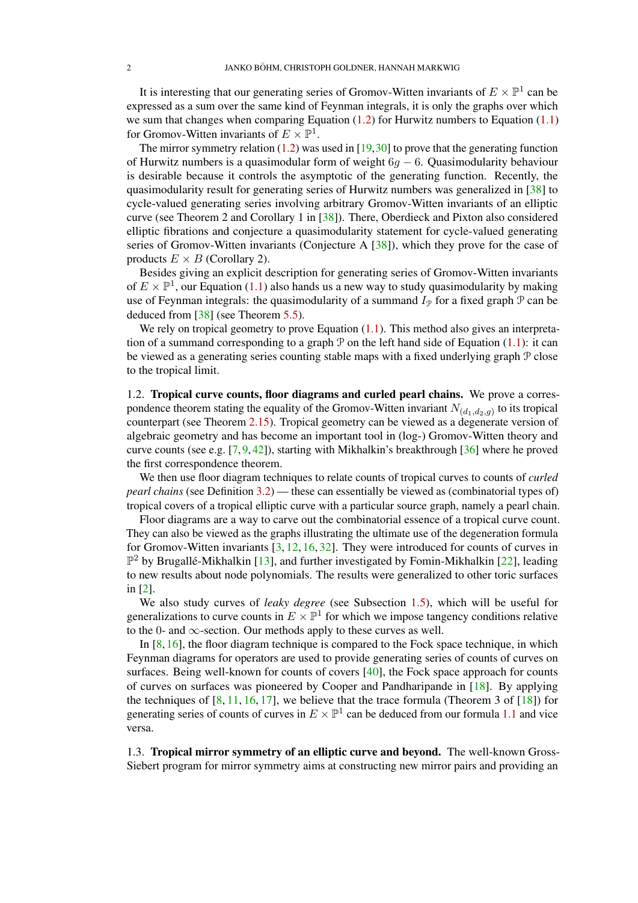It is interesting that our generating series of Gromov-Witten invariants of $E \times \mathbb{P}^1$ can be expressed as a sum over the same kind of Feynman integrals, it is only the graphs over which we sum that changes when comparing Equation (1.2) for Hurwitz numbers to Equation (1.1) for Gromov-Witten invariants of $E \times \mathbb{P}^1$.

The mirror symmetry relation (1.2) was used in [19, 30] to prove that the generating function of Hurwitz numbers is a quasimodular form of weight $6g - 6$. Quasimodularity behaviour is desirable because it controls the asymptotic of the generating function. Recently, the quasimodularity result for generating series of Hurwitz numbers was generalized in [38] to cycle-valued generating series involving arbitrary Gromov-Witten invariants of an elliptic curve (see Theorem 2 and Corollary 1 in [38]). There, Oberdieck and Pixton also considered elliptic fibrations and conjecture a quasimodularity statement for cycle-valued generating series of Gromov-Witten invariants (Conjecture A [38]), which they prove for the case of products $E \times B$ (Corollary 2).

Besides giving an explicit description for generating series of Gromov-Witten invariants of $E \times \mathbb{P}^1$, our Equation (1.1) also hands us a new way to study quasimodularity by making use of Feynman integrals: the quasimodularity of a summand $I_{\mathcal{P}}$ for a fixed graph $\mathcal{P}$ can be deduced from [38] (see Theorem 5.5).

We rely on tropical geometry to prove Equation (1.1). This method also gives an interpretation of a summand corresponding to a graph $\mathcal{P}$ on the left hand side of Equation (1.1): it can be viewed as a generating series counting stable maps with a fixed underlying graph $\mathcal{P}$ close to the tropical limit.

## 1.2. Tropical curve counts, floor diagrams and curled pearl chains.

We prove a correspondence theorem stating the equality of the Gromov-Witten invariant $N_{(d_1,d_2,g)}$ to its tropical counterpart (see Theorem 2.15). Tropical geometry can be viewed as a degenerate version of algebraic geometry and has become an important tool in (log-) Gromov-Witten theory and curve counts (see e.g. [7, 9, 42]), starting with Mikhalkin's breakthrough [36] where he proved the first correspondence theorem.

We then use floor diagram techniques to relate counts of tropical curves to counts of *curled pearl chains* (see Definition 3.2) — these can essentially be viewed as (combinatorial types of) tropical covers of a tropical elliptic curve with a particular source graph, namely a pearl chain.

Floor diagrams are a way to carve out the combinatorial essence of a tropical curve count. They can also be viewed as the graphs illustrating the ultimate use of the degeneration formula for Gromov-Witten invariants [3, 12, 16, 32]. They were introduced for counts of curves in $\mathbb{P}^2$ by Brugallé-Mikhalkin [13], and further investigated by Fomin-Mikhalkin [22], leading to new results about node polynomials. The results were generalized to other toric surfaces in [2].

We also study curves of *leaky degree* (see Subsection 1.5), which will be useful for generalizations to curve counts in $E \times \mathbb{P}^1$ for which we impose tangency conditions relative to the 0- and $\infty$-section. Our methods apply to these curves as well.

In [8, 16], the floor diagram technique is compared to the Fock space technique, in which Feynman diagrams for operators are used to provide generating series of counts of curves on surfaces. Being well-known for counts of covers [40], the Fock space approach for counts of curves on surfaces was pioneered by Cooper and Pandharipande in [18]. By applying the techniques of [8, 11, 16, 17], we believe that the trace formula (Theorem 3 of [18]) for generating series of counts of curves in $E \times \mathbb{P}^1$ can be deduced from our formula 1.1 and vice versa.

## 1.3. Tropical mirror symmetry of an elliptic curve and beyond.

The well-known Gross-Siebert program for mirror symmetry aims at constructing new mirror pairs and providing an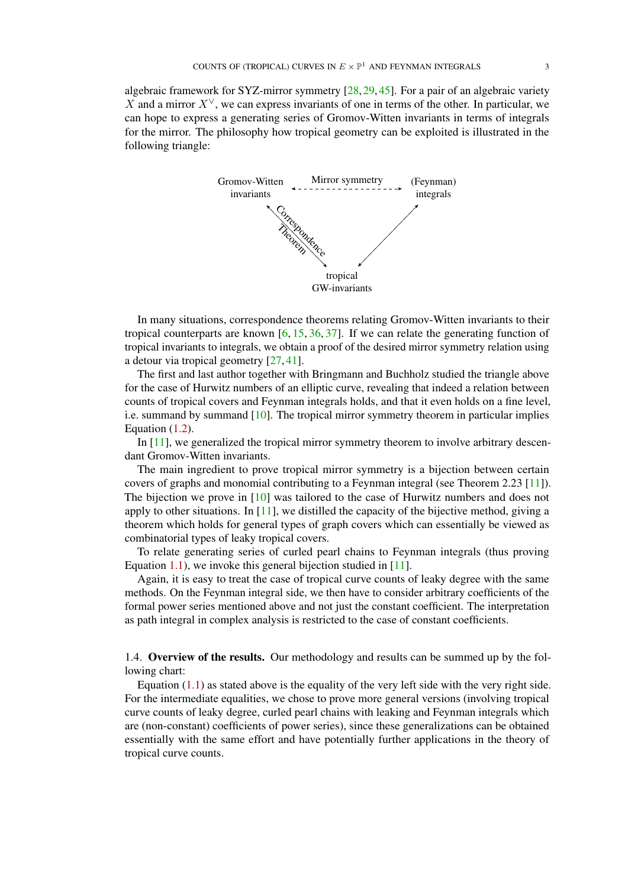algebraic framework for SYZ-mirror symmetry [28, 29, 45]. For a pair of an algebraic variety $X$ and a mirror $X^\vee$, we can express invariants of one in terms of the other. In particular, we can hope to express a generating series of Gromov-Witten invariants in terms of integrals for the mirror. The philosophy how tropical geometry can be exploited is illustrated in the following triangle:

Gromov-Witten invariants

Mirror symmetry

(Feynman) integrals

Correspondence Theorem

tropical GW-invariants

In many situations, correspondence theorems relating Gromov-Witten invariants to their tropical counterparts are known [6, 15, 36, 37]. If we can relate the generating function of tropical invariants to integrals, we obtain a proof of the desired mirror symmetry relation using a detour via tropical geometry [27, 41].

The first and last author together with Bringmann and Buchholz studied the triangle above for the case of Hurwitz numbers of an elliptic curve, revealing that indeed a relation between counts of tropical covers and Feynman integrals holds, and that it even holds on a fine level, i.e. summand by summand [10]. The tropical mirror symmetry theorem in particular implies Equation (1.2).

In [11], we generalized the tropical mirror symmetry theorem to involve arbitrary descendant Gromov-Witten invariants.

The main ingredient to prove tropical mirror symmetry is a bijection between certain covers of graphs and monomial contributing to a Feynman integral (see Theorem 2.23 [11]). The bijection we prove in [10] was tailored to the case of Hurwitz numbers and does not apply to other situations. In [11], we distilled the capacity of the bijective method, giving a theorem which holds for general types of graph covers which can essentially be viewed as combinatorial types of leaky tropical covers.

To relate generating series of curled pearl chains to Feynman integrals (thus proving Equation 1.1), we invoke this general bijection studied in [11].

Again, it is easy to treat the case of tropical curve counts of leaky degree with the same methods. On the Feynman integral side, we then have to consider arbitrary coefficients of the formal power series mentioned above and not just the constant coefficient. The interpretation as path integral in complex analysis is restricted to the case of constant coefficients.

### 1.4. **Overview of the results.**

Our methodology and results can be summed up by the following chart:

Equation (1.1) as stated above is the equality of the very left side with the very right side. For the intermediate equalities, we chose to prove more general versions (involving tropical curve counts of leaky degree, curled pearl chains with leaking and Feynman integrals which are (non-constant) coefficients of power series), since these generalizations can be obtained essentially with the same effort and have potentially further applications in the theory of tropical curve counts.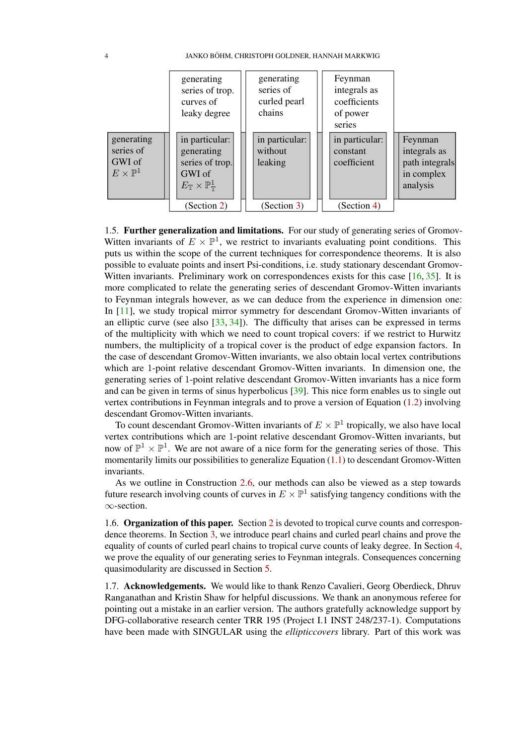generating series of GWI of $E \times \mathbb{P}^1$

generating series of trop. curves of leaky degree

in particular: generating series of trop. GWI of $E_{\mathbb{T}} \times \mathbb{P}^1_{\mathbb{T}}$

(Section 2)

generating series of curled pearl chains

in particular: without leaking

(Section 3)

Feynman integrals as coefficients of power series

in particular: constant coefficient

(Section 4)

Feynman integrals as path integrals in complex analysis

1.5. **Further generalization and limitations.** For our study of generating series of Gromov-Witten invariants of $E \times \mathbb{P}^1$, we restrict to invariants evaluating point conditions. This puts us within the scope of the current techniques for correspondence theorems. It is also possible to evaluate points and insert Psi-conditions, i.e. study stationary descendant Gromov-Witten invariants. Preliminary work on correspondences exists for this case [16, 35]. It is more complicated to relate the generating series of descendant Gromov-Witten invariants to Feynman integrals however, as we can deduce from the experience in dimension one: In [11], we study tropical mirror symmetry for descendant Gromov-Witten invariants of an elliptic curve (see also [33, 34]). The difficulty that arises can be expressed in terms of the multiplicity with which we need to count tropical covers: if we restrict to Hurwitz numbers, the multiplicity of a tropical cover is the product of edge expansion factors. In the case of descendant Gromov-Witten invariants, we also obtain local vertex contributions which are 1-point relative descendant Gromov-Witten invariants. In dimension one, the generating series of 1-point relative descendant Gromov-Witten invariants has a nice form and can be given in terms of sinus hyperbolicus [39]. This nice form enables us to single out vertex contributions in Feynman integrals and to prove a version of Equation (1.2) involving descendant Gromov-Witten invariants.

To count descendant Gromov-Witten invariants of $E \times \mathbb{P}^1$ tropically, we also have local vertex contributions which are 1-point relative descendant Gromov-Witten invariants, but now of $\mathbb{P}^1 \times \mathbb{P}^1$. We are not aware of a nice form for the generating series of those. This momentarily limits our possibilities to generalize Equation (1.1) to descendant Gromov-Witten invariants.

As we outline in Construction 2.6, our methods can also be viewed as a step towards future research involving counts of curves in $E \times \mathbb{P}^1$ satisfying tangency conditions with the $\infty$-section.

1.6. **Organization of this paper.** Section 2 is devoted to tropical curve counts and correspondence theorems. In Section 3, we introduce pearl chains and curled pearl chains and prove the equality of counts of curled pearl chains to tropical curve counts of leaky degree. In Section 4, we prove the equality of our generating series to Feynman integrals. Consequences concerning quasimodularity are discussed in Section 5.

1.7. **Acknowledgements.** We would like to thank Renzo Cavalieri, Georg Oberdieck, Dhruv Ranganathan and Kristin Shaw for helpful discussions. We thank an anonymous referee for pointing out a mistake in an earlier version. The authors gratefully acknowledge support by DFG-collaborative research center TRR 195 (Project I.1 INST 248/237-1). Computations have been made with SINGULAR using the *ellipticcovers* library. Part of this work was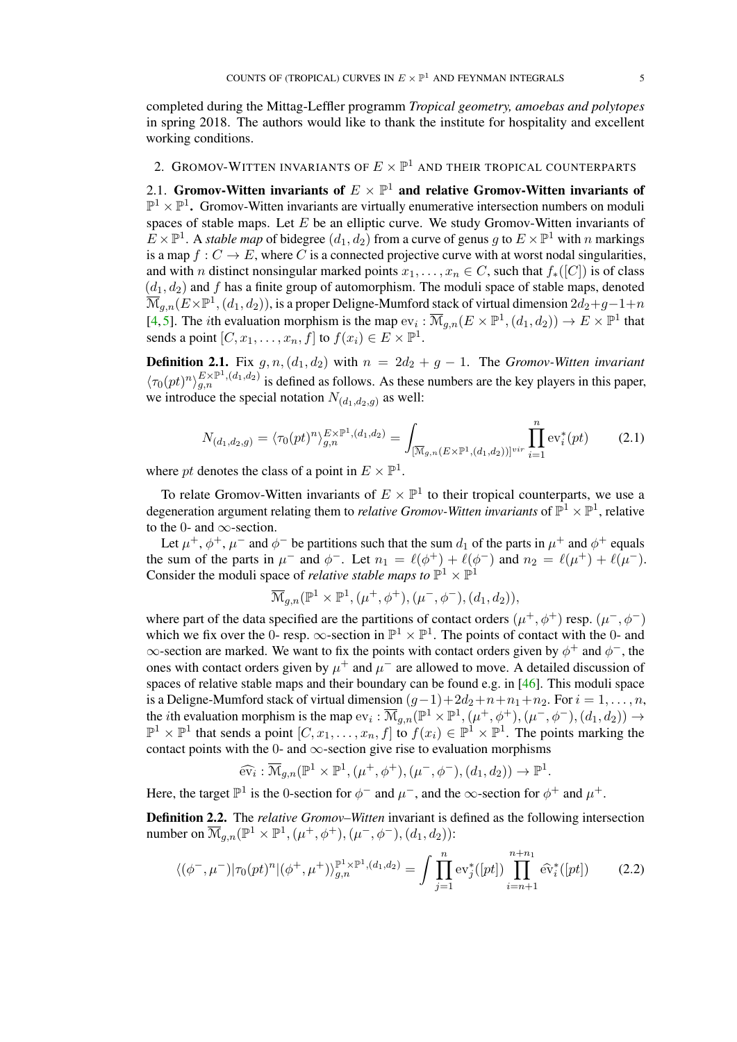completed during the Mittag-Leffler programm *Tropical geometry, amoebas and polytopes* in spring 2018. The authors would like to thank the institute for hospitality and excellent working conditions.

## 2. Gromov-Witten invariants of $E \times \mathbb{P}^1$ and their tropical counterparts

### 2.1. Gromov-Witten invariants of $E \times \mathbb{P}^1$ and relative Gromov-Witten invariants of $\mathbb{P}^1 \times \mathbb{P}^1$.

Gromov-Witten invariants are virtually enumerative intersection numbers on moduli spaces of stable maps. Let $E$ be an elliptic curve. We study Gromov-Witten invariants of $E \times \mathbb{P}^1$. A *stable map* of bidegree $(d_1, d_2)$ from a curve of genus $g$ to $E \times \mathbb{P}^1$ with $n$ markings is a map $f : C \to E$, where $C$ is a connected projective curve with at worst nodal singularities, and with $n$ distinct nonsingular marked points $x_1, \ldots, x_n \in C$, such that $f_*([C])$ is of class $(d_1, d_2)$ and $f$ has a finite group of automorphism. The moduli space of stable maps, denoted $\overline{\mathrm{M}}_{g,n}(E \times \mathbb{P}^1, (d_1, d_2))$, is a proper Deligne-Mumford stack of virtual dimension $2d_2 + g - 1 + n$ [4,5]. The $i$th evaluation morphism is the map $\mathrm{ev}_i : \overline{\mathrm{M}}_{g,n}(E \times \mathbb{P}^1, (d_1, d_2)) \to E \times \mathbb{P}^1$ that sends a point $[C, x_1, \ldots, x_n, f]$ to $f(x_i) \in E \times \mathbb{P}^1$.

**Definition 2.1.** Fix $g, n, (d_1, d_2)$ with $n = 2d_2 + g - 1$. The *Gromov-Witten invariant* $\langle \tau_0(pt)^n \rangle_{g,n}^{E \times \mathbb{P}^1, (d_1,d_2)}$ is defined as follows. As these numbers are the key players in this paper, we introduce the special notation $N_{(d_1,d_2,g)}$ as well:

$$N_{(d_1,d_2,g)} = \langle \tau_0(pt)^n \rangle_{g,n}^{E \times \mathbb{P}^1, (d_1,d_2)} = \int_{[\overline{\mathrm{M}}_{g,n}(E \times \mathbb{P}^1, (d_1,d_2))]^{vir}} \prod_{i=1}^{n} \mathrm{ev}_i^*(pt) \tag{2.1}$$

where $pt$ denotes the class of a point in $E \times \mathbb{P}^1$.

To relate Gromov-Witten invariants of $E \times \mathbb{P}^1$ to their tropical counterparts, we use a degeneration argument relating them to *relative Gromov-Witten invariants* of $\mathbb{P}^1 \times \mathbb{P}^1$, relative to the 0- and $\infty$-section.

Let $\mu^+$, $\phi^+$, $\mu^-$ and $\phi^-$ be partitions such that the sum $d_1$ of the parts in $\mu^+$ and $\phi^+$ equals the sum of the parts in $\mu^-$ and $\phi^-$. Let $n_1 = \ell(\phi^+) + \ell(\phi^-)$ and $n_2 = \ell(\mu^+) + \ell(\mu^-)$. Consider the moduli space of *relative stable maps to* $\mathbb{P}^1 \times \mathbb{P}^1$

$$\overline{\mathrm{M}}_{g,n}(\mathbb{P}^1 \times \mathbb{P}^1, (\mu^+, \phi^+), (\mu^-, \phi^-), (d_1, d_2)),$$

where part of the data specified are the partitions of contact orders $(\mu^+, \phi^+)$ resp. $(\mu^-, \phi^-)$ which we fix over the 0- resp. $\infty$-section in $\mathbb{P}^1 \times \mathbb{P}^1$. The points of contact with the 0- and $\infty$-section are marked. We want to fix the points with contact orders given by $\phi^+$ and $\phi^-$, the ones with contact orders given by $\mu^+$ and $\mu^-$ are allowed to move. A detailed discussion of spaces of relative stable maps and their boundary can be found e.g. in [46]. This moduli space is a Deligne-Mumford stack of virtual dimension $(g-1) + 2d_2 + n + n_1 + n_2$. For $i = 1, \ldots, n$, the $i$th evaluation morphism is the map $\mathrm{ev}_i : \overline{\mathrm{M}}_{g,n}(\mathbb{P}^1 \times \mathbb{P}^1, (\mu^+, \phi^+), (\mu^-, \phi^-), (d_1, d_2)) \to \mathbb{P}^1 \times \mathbb{P}^1$ that sends a point $[C, x_1, \ldots, x_n, f]$ to $f(x_i) \in \mathbb{P}^1 \times \mathbb{P}^1$. The points marking the contact points with the 0- and $\infty$-section give rise to evaluation morphisms

$$\widehat{\mathrm{ev}}_i : \overline{\mathrm{M}}_{g,n}(\mathbb{P}^1 \times \mathbb{P}^1, (\mu^+, \phi^+), (\mu^-, \phi^-), (d_1, d_2)) \to \mathbb{P}^1.$$

Here, the target $\mathbb{P}^1$ is the 0-section for $\phi^-$ and $\mu^-$, and the $\infty$-section for $\phi^+$ and $\mu^+$.

**Definition 2.2.** The *relative Gromov–Witten* invariant is defined as the following intersection number on $\overline{\mathrm{M}}_{g,n}(\mathbb{P}^1 \times \mathbb{P}^1, (\mu^+, \phi^+), (\mu^-, \phi^-), (d_1, d_2))$:

$$\langle (\phi^-, \mu^-) | \tau_0(pt)^n | (\phi^+, \mu^+) \rangle_{g,n}^{\mathbb{P}^1 \times \mathbb{P}^1, (d_1,d_2)} = \int \prod_{j=1}^{n} \mathrm{ev}_j^*([pt]) \prod_{i=n+1}^{n+n_1} \widehat{\mathrm{ev}}_i^*([pt]) \tag{2.2}$$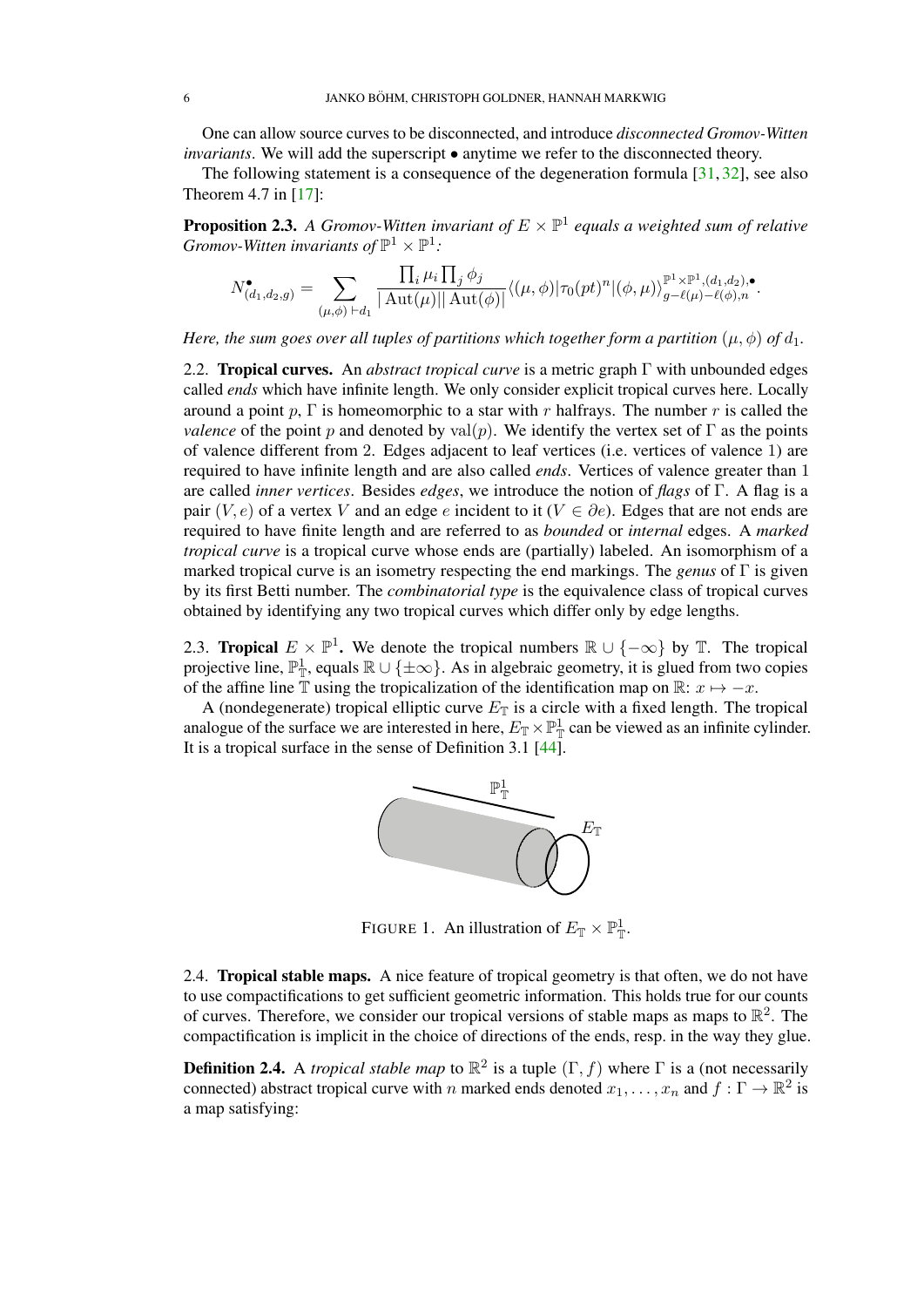One can allow source curves to be disconnected, and introduce *disconnected Gromov-Witten invariants*. We will add the superscript $\bullet$ anytime we refer to the disconnected theory.

The following statement is a consequence of the degeneration formula [31, 32], see also Theorem 4.7 in [17]:

**Proposition 2.3.** *A Gromov-Witten invariant of $E \times \mathbb{P}^1$ equals a weighted sum of relative Gromov-Witten invariants of $\mathbb{P}^1 \times \mathbb{P}^1$:*

$$N^{\bullet}_{(d_1,d_2,g)} = \sum_{(\mu,\phi)\,\vdash d_1} \frac{\prod_i \mu_i \prod_j \phi_j}{|\operatorname{Aut}(\mu)||\operatorname{Aut}(\phi)|} \langle (\mu,\phi)|\tau_0(pt)^n|(\phi,\mu)\rangle^{\mathbb{P}^1\times\mathbb{P}^1,(d_1,d_2),\bullet}_{g-\ell(\mu)-\ell(\phi),n}.$$

*Here, the sum goes over all tuples of partitions which together form a partition $(\mu,\phi)$ of $d_1$.*

2.2. **Tropical curves.** An *abstract tropical curve* is a metric graph $\Gamma$ with unbounded edges called *ends* which have infinite length. We only consider explicit tropical curves here. Locally around a point $p$, $\Gamma$ is homeomorphic to a star with $r$ halfrays. The number $r$ is called the *valence* of the point $p$ and denoted by $\operatorname{val}(p)$. We identify the vertex set of $\Gamma$ as the points of valence different from 2. Edges adjacent to leaf vertices (i.e. vertices of valence 1) are required to have infinite length and are also called *ends*. Vertices of valence greater than 1 are called *inner vertices*. Besides *edges*, we introduce the notion of *flags* of $\Gamma$. A flag is a pair $(V,e)$ of a vertex $V$ and an edge $e$ incident to it ($V \in \partial e$). Edges that are not ends are required to have finite length and are referred to as *bounded* or *internal* edges. A *marked tropical curve* is a tropical curve whose ends are (partially) labeled. An isomorphism of a marked tropical curve is an isometry respecting the end markings. The *genus* of $\Gamma$ is given by its first Betti number. The *combinatorial type* is the equivalence class of tropical curves obtained by identifying any two tropical curves which differ only by edge lengths.

2.3. **Tropical $E \times \mathbb{P}^1$.** We denote the tropical numbers $\mathbb{R} \cup \{-\infty\}$ by $\mathbb{T}$. The tropical projective line, $\mathbb{P}^1_{\mathbb{T}}$, equals $\mathbb{R} \cup \{\pm\infty\}$. As in algebraic geometry, it is glued from two copies of the affine line $\mathbb{T}$ using the tropicalization of the identification map on $\mathbb{R}$: $x \mapsto -x$.

A (nondegenerate) tropical elliptic curve $E_{\mathbb{T}}$ is a circle with a fixed length. The tropical analogue of the surface we are interested in here, $E_{\mathbb{T}} \times \mathbb{P}^1_{\mathbb{T}}$ can be viewed as an infinite cylinder. It is a tropical surface in the sense of Definition 3.1 [44].

$\mathbb{P}^1_{\mathbb{T}}$

$E_{\mathbb{T}}$

FIGURE 1. An illustration of $E_{\mathbb{T}} \times \mathbb{P}^1_{\mathbb{T}}$.

2.4. **Tropical stable maps.** A nice feature of tropical geometry is that often, we do not have to use compactifications to get sufficient geometric information. This holds true for our counts of curves. Therefore, we consider our tropical versions of stable maps as maps to $\mathbb{R}^2$. The compactification is implicit in the choice of directions of the ends, resp. in the way they glue.

**Definition 2.4.** A *tropical stable map* to $\mathbb{R}^2$ is a tuple $(\Gamma, f)$ where $\Gamma$ is a (not necessarily connected) abstract tropical curve with $n$ marked ends denoted $x_1,\ldots,x_n$ and $f : \Gamma \to \mathbb{R}^2$ is a map satisfying: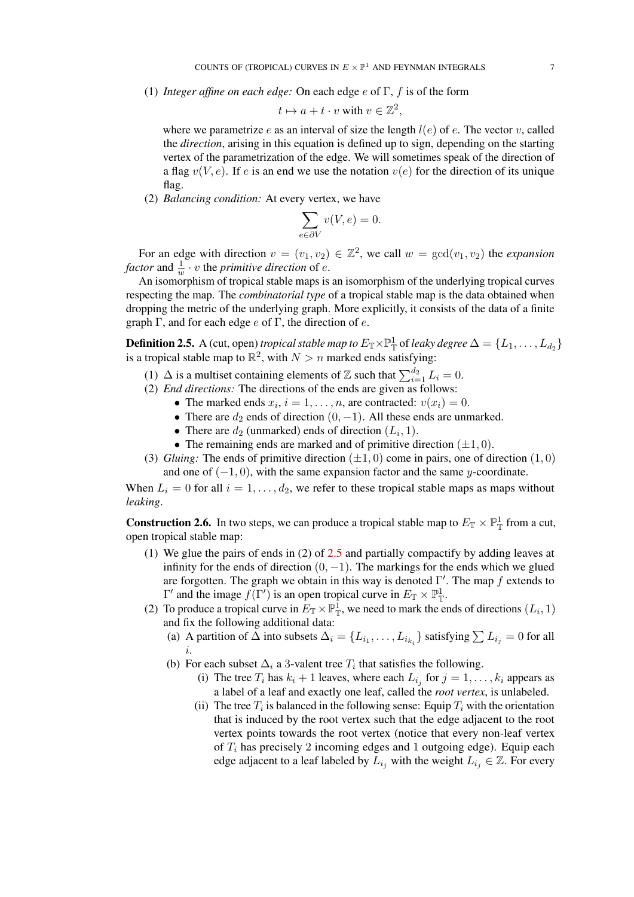(1) *Integer affine on each edge:* On each edge $e$ of $\Gamma$, $f$ is of the form

$$t \mapsto a + t \cdot v \text{ with } v \in \mathbb{Z}^2,$$

where we parametrize $e$ as an interval of size the length $l(e)$ of $e$. The vector $v$, called the *direction*, arising in this equation is defined up to sign, depending on the starting vertex of the parametrization of the edge. We will sometimes speak of the direction of a flag $v(V, e)$. If $e$ is an end we use the notation $v(e)$ for the direction of its unique flag.

(2) *Balancing condition:* At every vertex, we have

$$\sum_{e \in \partial V} v(V, e) = 0.$$

For an edge with direction $v = (v_1, v_2) \in \mathbb{Z}^2$, we call $w = \gcd(v_1, v_2)$ the *expansion factor* and $\frac{1}{w} \cdot v$ the *primitive direction* of $e$.

An isomorphism of tropical stable maps is an isomorphism of the underlying tropical curves respecting the map. The *combinatorial type* of a tropical stable map is the data obtained when dropping the metric of the underlying graph. More explicitly, it consists of the data of a finite graph $\Gamma$, and for each edge $e$ of $\Gamma$, the direction of $e$.

**Definition 2.5.** A (cut, open) *tropical stable map to* $E_{\mathbb{T}} \times \mathbb{P}^1_{\mathbb{T}}$ of *leaky degree* $\Delta = \{L_1, \ldots, L_{d_2}\}$ is a tropical stable map to $\mathbb{R}^2$, with $N > n$ marked ends satisfying:

(1) $\Delta$ is a multiset containing elements of $\mathbb{Z}$ such that $\sum_{i=1}^{d_2} L_i = 0$.
(2) *End directions:* The directions of the ends are given as follows:
- The marked ends $x_i$, $i = 1, \ldots, n$, are contracted: $v(x_i) = 0$.
- There are $d_2$ ends of direction $(0, -1)$. All these ends are unmarked.
- There are $d_2$ (unmarked) ends of direction $(L_i, 1)$.
- The remaining ends are marked and of primitive direction $(\pm 1, 0)$.

(3) *Gluing:* The ends of primitive direction $(\pm 1, 0)$ come in pairs, one of direction $(1, 0)$ and one of $(-1, 0)$, with the same expansion factor and the same $y$-coordinate.

When $L_i = 0$ for all $i = 1, \ldots, d_2$, we refer to these tropical stable maps as maps without *leaking*.

**Construction 2.6.** In two steps, we can produce a tropical stable map to $E_{\mathbb{T}} \times \mathbb{P}^1_{\mathbb{T}}$ from a cut, open tropical stable map:

(1) We glue the pairs of ends in (2) of 2.5 and partially compactify by adding leaves at infinity for the ends of direction $(0, -1)$. The markings for the ends which we glued are forgotten. The graph we obtain in this way is denoted $\Gamma'$. The map $f$ extends to $\Gamma'$ and the image $f(\Gamma')$ is an open tropical curve in $E_{\mathbb{T}} \times \mathbb{P}^1_{\mathbb{T}}$.
(2) To produce a tropical curve in $E_{\mathbb{T}} \times \mathbb{P}^1_{\mathbb{T}}$, we need to mark the ends of directions $(L_i, 1)$ and fix the following additional data:
   (a) A partition of $\Delta$ into subsets $\Delta_i = \{L_{i_1}, \ldots, L_{i_{k_i}}\}$ satisfying $\sum L_{i_j} = 0$ for all $i$.
   (b) For each subset $\Delta_i$ a 3-valent tree $T_i$ that satisfies the following.
      (i) The tree $T_i$ has $k_i + 1$ leaves, where each $L_{i_j}$ for $j = 1, \ldots, k_i$ appears as a label of a leaf and exactly one leaf, called the *root vertex*, is unlabeled.
      (ii) The tree $T_i$ is balanced in the following sense: Equip $T_i$ with the orientation that is induced by the root vertex such that the edge adjacent to the root vertex points towards the root vertex (notice that every non-leaf vertex of $T_i$ has precisely 2 incoming edges and 1 outgoing edge). Equip each edge adjacent to a leaf labeled by $L_{i_j}$ with the weight $L_{i_j} \in \mathbb{Z}$. For every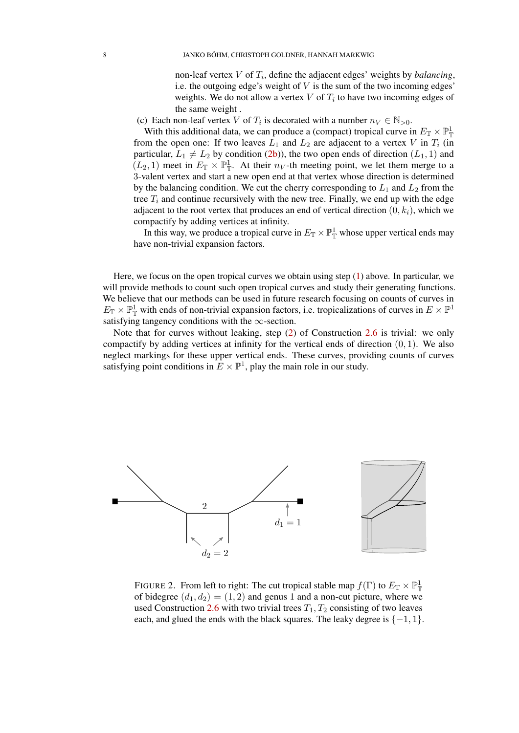non-leaf vertex $V$ of $T_i$, define the adjacent edges' weights by *balancing*, i.e. the outgoing edge's weight of $V$ is the sum of the two incoming edges' weights. We do not allow a vertex $V$ of $T_i$ to have two incoming edges of the same weight .

(c) Each non-leaf vertex $V$ of $T_i$ is decorated with a number $n_V \in \mathbb{N}_{>0}$.

With this additional data, we can produce a (compact) tropical curve in $E_{\mathbb{T}} \times \mathbb{P}^1_{\mathbb{T}}$ from the open one: If two leaves $L_1$ and $L_2$ are adjacent to a vertex $V$ in $T_i$ (in particular, $L_1 \neq L_2$ by condition (2b)), the two open ends of direction $(L_1, 1)$ and $(L_2, 1)$ meet in $E_{\mathbb{T}} \times \mathbb{P}^1_{\mathbb{T}}$. At their $n_V$-th meeting point, we let them merge to a 3-valent vertex and start a new open end at that vertex whose direction is determined by the balancing condition. We cut the cherry corresponding to $L_1$ and $L_2$ from the tree $T_i$ and continue recursively with the new tree. Finally, we end up with the edge adjacent to the root vertex that produces an end of vertical direction $(0, k_i)$, which we compactify by adding vertices at infinity.

In this way, we produce a tropical curve in $E_{\mathbb{T}} \times \mathbb{P}^1_{\mathbb{T}}$ whose upper vertical ends may have non-trivial expansion factors.

Here, we focus on the open tropical curves we obtain using step (1) above. In particular, we will provide methods to count such open tropical curves and study their generating functions. We believe that our methods can be used in future research focusing on counts of curves in $E_{\mathbb{T}} \times \mathbb{P}^1_{\mathbb{T}}$ with ends of non-trivial expansion factors, i.e. tropicalizations of curves in $E \times \mathbb{P}^1$ satisfying tangency conditions with the $\infty$-section.

Note that for curves without leaking, step (2) of Construction 2.6 is trivial: we only compactify by adding vertices at infinity for the vertical ends of direction $(0, 1)$. We also neglect markings for these upper vertical ends. These curves, providing counts of curves satisfying point conditions in $E \times \mathbb{P}^1$, play the main role in our study.

2

$d_1 = 1$

$d_2 = 2$

FIGURE 2. From left to right: The cut tropical stable map $f(\Gamma)$ to $E_{\mathbb{T}} \times \mathbb{P}^1_{\mathbb{T}}$ of bidegree $(d_1, d_2) = (1, 2)$ and genus 1 and a non-cut picture, where we used Construction 2.6 with two trivial trees $T_1, T_2$ consisting of two leaves each, and glued the ends with the black squares. The leaky degree is $\{-1, 1\}$.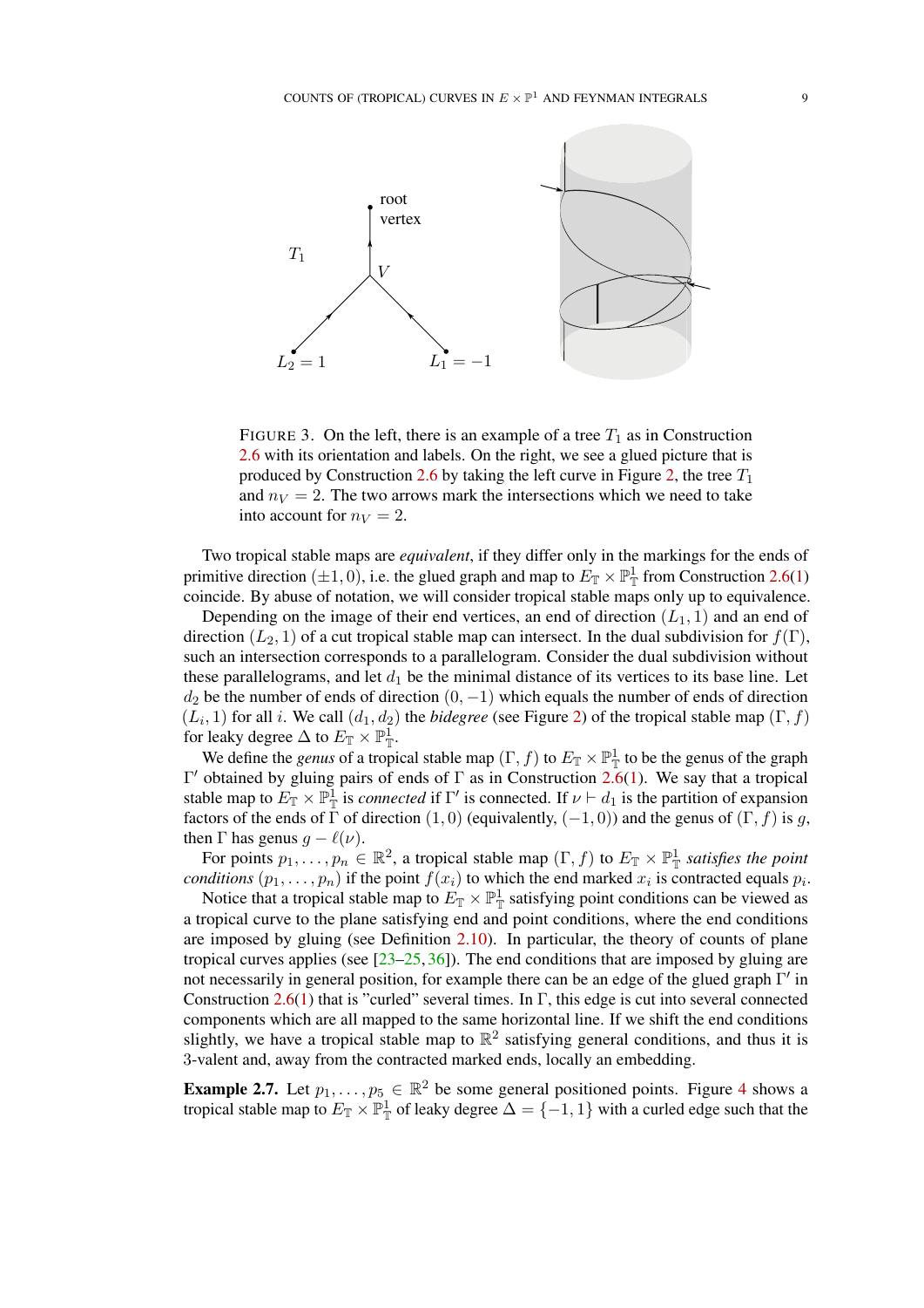root vertex

$T_1$

$V$

$L_2 = 1$

$L_1 = -1$

FIGURE 3. On the left, there is an example of a tree $T_1$ as in Construction 2.6 with its orientation and labels. On the right, we see a glued picture that is produced by Construction 2.6 by taking the left curve in Figure 2, the tree $T_1$ and $n_V = 2$. The two arrows mark the intersections which we need to take into account for $n_V = 2$.

Two tropical stable maps are *equivalent*, if they differ only in the markings for the ends of primitive direction $(\pm 1, 0)$, i.e. the glued graph and map to $E_\mathbb{T} \times \mathbb{P}^1_\mathbb{T}$ from Construction 2.6(1) coincide. By abuse of notation, we will consider tropical stable maps only up to equivalence.

Depending on the image of their end vertices, an end of direction $(L_1, 1)$ and an end of direction $(L_2, 1)$ of a cut tropical stable map can intersect. In the dual subdivision for $f(\Gamma)$, such an intersection corresponds to a parallelogram. Consider the dual subdivision without these parallelograms, and let $d_1$ be the minimal distance of its vertices to its base line. Let $d_2$ be the number of ends of direction $(0, -1)$ which equals the number of ends of direction $(L_i, 1)$ for all $i$. We call $(d_1, d_2)$ the *bidegree* (see Figure 2) of the tropical stable map $(\Gamma, f)$ for leaky degree $\Delta$ to $E_\mathbb{T} \times \mathbb{P}^1_\mathbb{T}$.

We define the *genus* of a tropical stable map $(\Gamma, f)$ to $E_\mathbb{T} \times \mathbb{P}^1_\mathbb{T}$ to be the genus of the graph $\Gamma'$ obtained by gluing pairs of ends of $\Gamma$ as in Construction 2.6(1). We say that a tropical stable map to $E_\mathbb{T} \times \mathbb{P}^1_\mathbb{T}$ is *connected* if $\Gamma'$ is connected. If $\nu \vdash d_1$ is the partition of expansion factors of the ends of $\Gamma$ of direction $(1, 0)$ (equivalently, $(-1, 0)$) and the genus of $(\Gamma, f)$ is $g$, then $\Gamma$ has genus $g - \ell(\nu)$.

For points $p_1, \ldots, p_n \in \mathbb{R}^2$, a tropical stable map $(\Gamma, f)$ to $E_\mathbb{T} \times \mathbb{P}^1_\mathbb{T}$ *satisfies the point conditions* $(p_1, \ldots, p_n)$ if the point $f(x_i)$ to which the end marked $x_i$ is contracted equals $p_i$.

Notice that a tropical stable map to $E_\mathbb{T} \times \mathbb{P}^1_\mathbb{T}$ satisfying point conditions can be viewed as a tropical curve to the plane satisfying end and point conditions, where the end conditions are imposed by gluing (see Definition 2.10). In particular, the theory of counts of plane tropical curves applies (see [23–25, 36]). The end conditions that are imposed by gluing are not necessarily in general position, for example there can be an edge of the glued graph $\Gamma'$ in Construction 2.6(1) that is "curled" several times. In $\Gamma$, this edge is cut into several connected components which are all mapped to the same horizontal line. If we shift the end conditions slightly, we have a tropical stable map to $\mathbb{R}^2$ satisfying general conditions, and thus it is 3-valent and, away from the contracted marked ends, locally an embedding.

**Example 2.7.** Let $p_1, \ldots, p_5 \in \mathbb{R}^2$ be some general positioned points. Figure 4 shows a tropical stable map to $E_\mathbb{T} \times \mathbb{P}^1_\mathbb{T}$ of leaky degree $\Delta = \{-1, 1\}$ with a curled edge such that the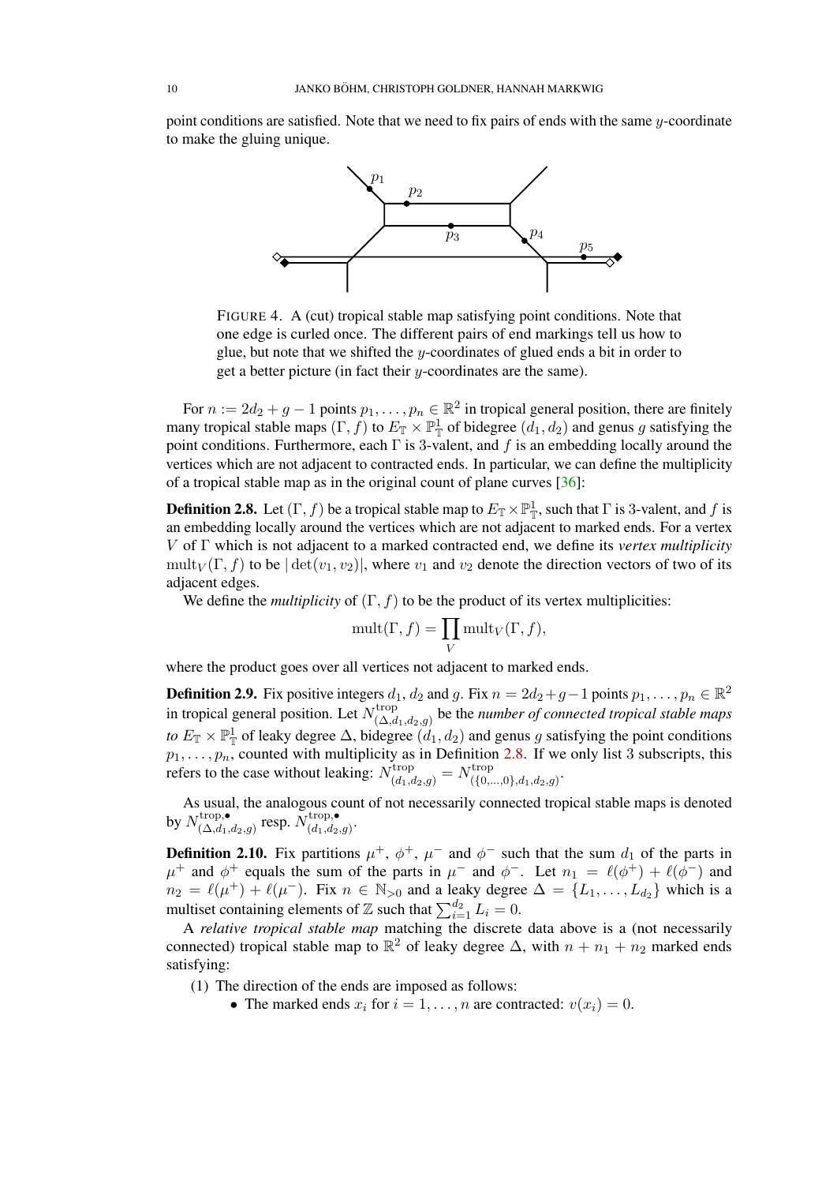point conditions are satisfied. Note that we need to fix pairs of ends with the same $y$-coordinate to make the gluing unique.

FIGURE 4. A (cut) tropical stable map satisfying point conditions. Note that one edge is curled once. The different pairs of end markings tell us how to glue, but note that we shifted the $y$-coordinates of glued ends a bit in order to get a better picture (in fact their $y$-coordinates are the same).

For $n := 2d_2 + g - 1$ points $p_1, \ldots, p_n \in \mathbb{R}^2$ in tropical general position, there are finitely many tropical stable maps $(\Gamma, f)$ to $E_{\mathbb{T}} \times \mathbb{P}^1_{\mathbb{T}}$ of bidegree $(d_1, d_2)$ and genus $g$ satisfying the point conditions. Furthermore, each $\Gamma$ is 3-valent, and $f$ is an embedding locally around the vertices which are not adjacent to contracted ends. In particular, we can define the multiplicity of a tropical stable map as in the original count of plane curves [36]:

**Definition 2.8.** Let $(\Gamma, f)$ be a tropical stable map to $E_{\mathbb{T}} \times \mathbb{P}^1_{\mathbb{T}}$, such that $\Gamma$ is 3-valent, and $f$ is an embedding locally around the vertices which are not adjacent to marked ends. For a vertex $V$ of $\Gamma$ which is not adjacent to a marked contracted end, we define its *vertex multiplicity* $\mathrm{mult}_V(\Gamma, f)$ to be $|\det(v_1, v_2)|$, where $v_1$ and $v_2$ denote the direction vectors of two of its adjacent edges.

We define the *multiplicity* of $(\Gamma, f)$ to be the product of its vertex multiplicities:

$$\mathrm{mult}(\Gamma, f) = \prod_V \mathrm{mult}_V(\Gamma, f),$$

where the product goes over all vertices not adjacent to marked ends.

**Definition 2.9.** Fix positive integers $d_1$, $d_2$ and $g$. Fix $n = 2d_2 + g - 1$ points $p_1, \ldots, p_n \in \mathbb{R}^2$ in tropical general position. Let $N^{\mathrm{trop}}_{(\Delta, d_1, d_2, g)}$ be the *number of connected tropical stable maps to* $E_{\mathbb{T}} \times \mathbb{P}^1_{\mathbb{T}}$ of leaky degree $\Delta$, bidegree $(d_1, d_2)$ and genus $g$ satisfying the point conditions $p_1, \ldots, p_n$, counted with multiplicity as in Definition 2.8. If we only list 3 subscripts, this refers to the case without leaking: $N^{\mathrm{trop}}_{(d_1, d_2, g)} = N^{\mathrm{trop}}_{(\{0,\ldots,0\}, d_1, d_2, g)}$.

As usual, the analogous count of not necessarily connected tropical stable maps is denoted by $N^{\mathrm{trop},\bullet}_{(\Delta, d_1, d_2, g)}$ resp. $N^{\mathrm{trop},\bullet}_{(d_1, d_2, g)}$.

**Definition 2.10.** Fix partitions $\mu^+$, $\phi^+$, $\mu^-$ and $\phi^-$ such that the sum $d_1$ of the parts in $\mu^+$ and $\phi^+$ equals the sum of the parts in $\mu^-$ and $\phi^-$. Let $n_1 = \ell(\phi^+) + \ell(\phi^-)$ and $n_2 = \ell(\mu^+) + \ell(\mu^-)$. Fix $n \in \mathbb{N}_{>0}$ and a leaky degree $\Delta = \{L_1, \ldots, L_{d_2}\}$ which is a multiset containing elements of $\mathbb{Z}$ such that $\sum_{i=1}^{d_2} L_i = 0$.

A *relative tropical stable map* matching the discrete data above is a (not necessarily connected) tropical stable map to $\mathbb{R}^2$ of leaky degree $\Delta$, with $n + n_1 + n_2$ marked ends satisfying:

(1) The direction of the ends are imposed as follows:
   - The marked ends $x_i$ for $i = 1, \ldots, n$ are contracted: $v(x_i) = 0$.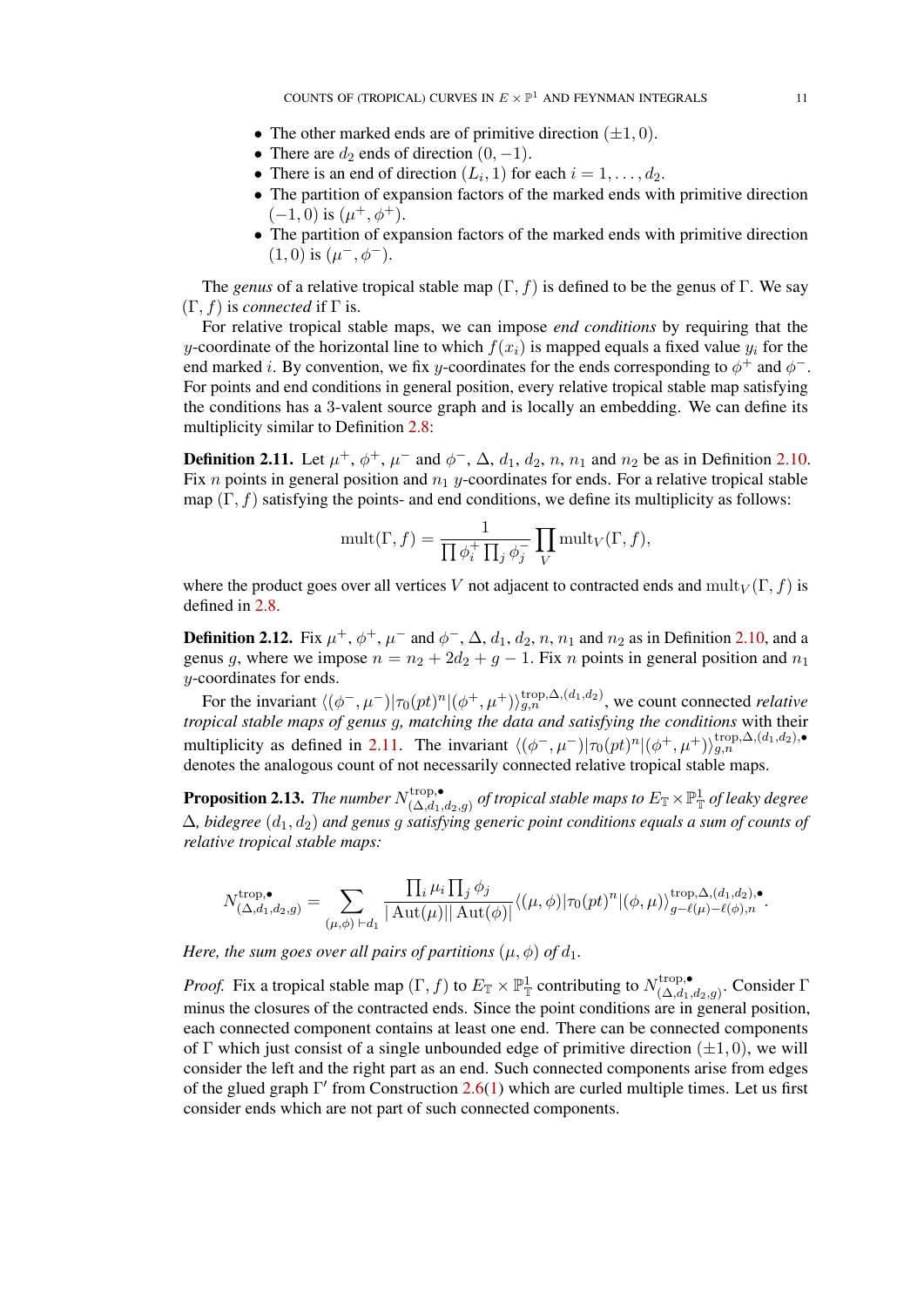- The other marked ends are of primitive direction $(\pm 1, 0)$.
- There are $d_2$ ends of direction $(0, -1)$.
- There is an end of direction $(L_i, 1)$ for each $i = 1, \ldots, d_2$.
- The partition of expansion factors of the marked ends with primitive direction $(-1, 0)$ is $(\mu^+, \phi^+)$.
- The partition of expansion factors of the marked ends with primitive direction $(1, 0)$ is $(\mu^-, \phi^-)$.

The *genus* of a relative tropical stable map $(\Gamma, f)$ is defined to be the genus of $\Gamma$. We say $(\Gamma, f)$ is *connected* if $\Gamma$ is.

For relative tropical stable maps, we can impose *end conditions* by requiring that the $y$-coordinate of the horizontal line to which $f(x_i)$ is mapped equals a fixed value $y_i$ for the end marked $i$. By convention, we fix $y$-coordinates for the ends corresponding to $\phi^+$ and $\phi^-$. For points and end conditions in general position, every relative tropical stable map satisfying the conditions has a 3-valent source graph and is locally an embedding. We can define its multiplicity similar to Definition 2.8:

**Definition 2.11.** Let $\mu^+$, $\phi^+$, $\mu^-$ and $\phi^-$, $\Delta$, $d_1$, $d_2$, $n$, $n_1$ and $n_2$ be as in Definition 2.10. Fix $n$ points in general position and $n_1$ $y$-coordinates for ends. For a relative tropical stable map $(\Gamma, f)$ satisfying the points- and end conditions, we define its multiplicity as follows:

$$\operatorname{mult}(\Gamma, f) = \frac{1}{\prod \phi_i^+ \prod_j \phi_j^-} \prod_V \operatorname{mult}_V(\Gamma, f),$$

where the product goes over all vertices $V$ not adjacent to contracted ends and $\operatorname{mult}_V(\Gamma, f)$ is defined in 2.8.

**Definition 2.12.** Fix $\mu^+$, $\phi^+$, $\mu^-$ and $\phi^-$, $\Delta$, $d_1$, $d_2$, $n$, $n_1$ and $n_2$ as in Definition 2.10, and a genus $g$, where we impose $n = n_2 + 2d_2 + g - 1$. Fix $n$ points in general position and $n_1$ $y$-coordinates for ends.

For the invariant $\langle (\phi^-, \mu^-) | \tau_0(pt)^n | (\phi^+, \mu^+) \rangle_{g,n}^{\mathrm{trop}, \Delta, (d_1, d_2)}$, we count connected *relative tropical stable maps of genus g, matching the data and satisfying the conditions* with their multiplicity as defined in 2.11. The invariant $\langle (\phi^-, \mu^-) | \tau_0(pt)^n | (\phi^+, \mu^+) \rangle_{g,n}^{\mathrm{trop}, \Delta, (d_1, d_2), \bullet}$ denotes the analogous count of not necessarily connected relative tropical stable maps.

**Proposition 2.13.** *The number $N_{(\Delta, d_1, d_2, g)}^{\mathrm{trop}, \bullet}$ of tropical stable maps to $E_{\mathbb{T}} \times \mathbb{P}^1_{\mathbb{T}}$ of leaky degree $\Delta$, bidegree $(d_1, d_2)$ and genus $g$ satisfying generic point conditions equals a sum of counts of relative tropical stable maps:*

$$N_{(\Delta, d_1, d_2, g)}^{\mathrm{trop}, \bullet} = \sum_{(\mu, \phi) \vdash d_1} \frac{\prod_i \mu_i \prod_j \phi_j}{|\operatorname{Aut}(\mu)| |\operatorname{Aut}(\phi)|} \langle (\mu, \phi) | \tau_0(pt)^n | (\phi, \mu) \rangle_{g - \ell(\mu) - \ell(\phi), n}^{\mathrm{trop}, \Delta, (d_1, d_2), \bullet}.$$

*Here, the sum goes over all pairs of partitions $(\mu, \phi)$ of $d_1$.*

*Proof.* Fix a tropical stable map $(\Gamma, f)$ to $E_{\mathbb{T}} \times \mathbb{P}^1_{\mathbb{T}}$ contributing to $N_{(\Delta, d_1, d_2, g)}^{\mathrm{trop}, \bullet}$. Consider $\Gamma$ minus the closures of the contracted ends. Since the point conditions are in general position, each connected component contains at least one end. There can be connected components of $\Gamma$ which just consist of a single unbounded edge of primitive direction $(\pm 1, 0)$, we will consider the left and the right part as an end. Such connected components arise from edges of the glued graph $\Gamma'$ from Construction 2.6(1) which are curled multiple times. Let us first consider ends which are not part of such connected components.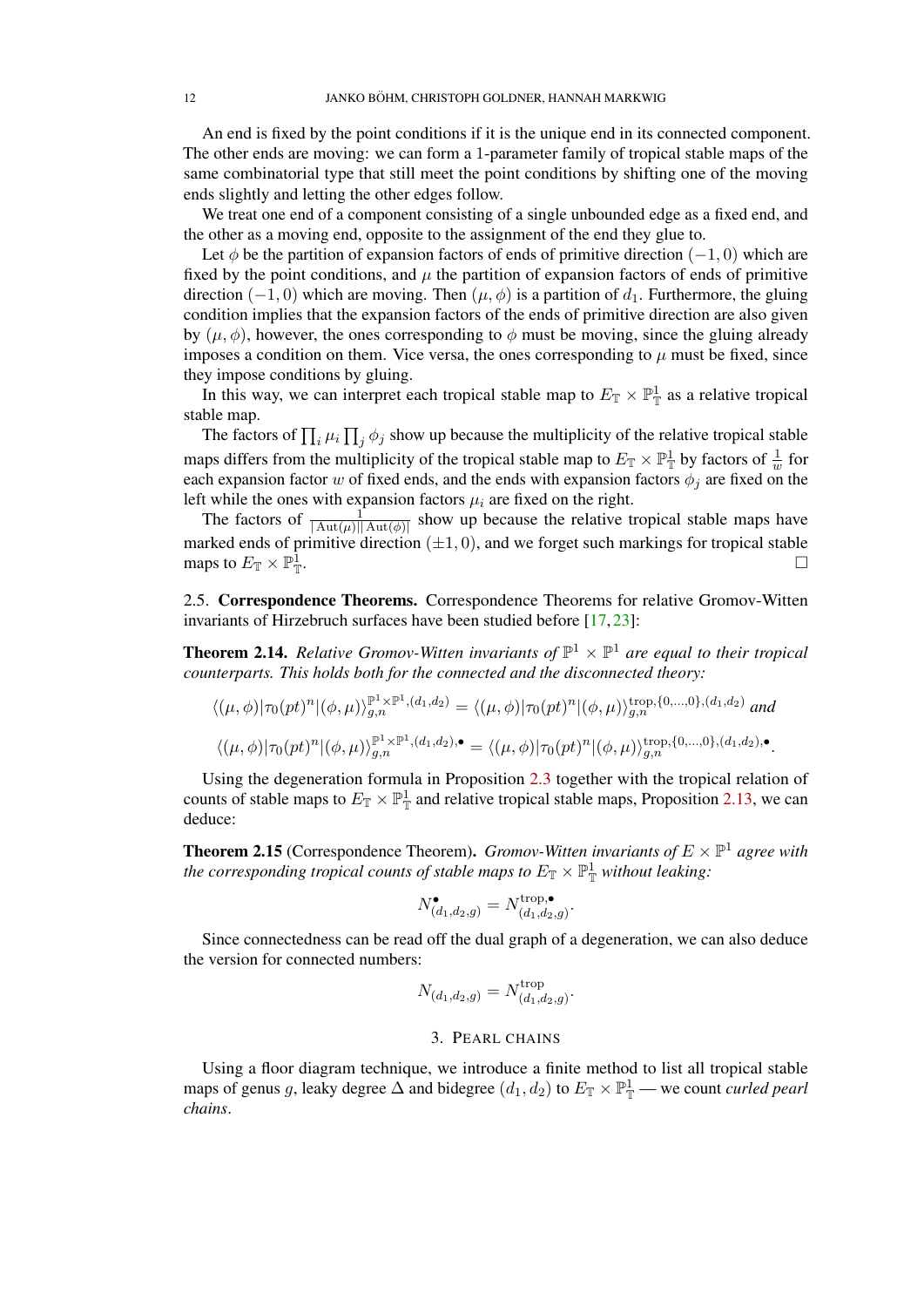An end is fixed by the point conditions if it is the unique end in its connected component. The other ends are moving: we can form a 1-parameter family of tropical stable maps of the same combinatorial type that still meet the point conditions by shifting one of the moving ends slightly and letting the other edges follow.

We treat one end of a component consisting of a single unbounded edge as a fixed end, and the other as a moving end, opposite to the assignment of the end they glue to.

Let $\phi$ be the partition of expansion factors of ends of primitive direction $(-1,0)$ which are fixed by the point conditions, and $\mu$ the partition of expansion factors of ends of primitive direction $(-1,0)$ which are moving. Then $(\mu,\phi)$ is a partition of $d_1$. Furthermore, the gluing condition implies that the expansion factors of the ends of primitive direction are also given by $(\mu,\phi)$, however, the ones corresponding to $\phi$ must be moving, since the gluing already imposes a condition on them. Vice versa, the ones corresponding to $\mu$ must be fixed, since they impose conditions by gluing.

In this way, we can interpret each tropical stable map to $E_{\mathbb{T}} \times \mathbb{P}^1_{\mathbb{T}}$ as a relative tropical stable map.

The factors of $\prod_i \mu_i \prod_j \phi_j$ show up because the multiplicity of the relative tropical stable maps differs from the multiplicity of the tropical stable map to $E_{\mathbb{T}} \times \mathbb{P}^1_{\mathbb{T}}$ by factors of $\frac{1}{w}$ for each expansion factor $w$ of fixed ends, and the ends with expansion factors $\phi_j$ are fixed on the left while the ones with expansion factors $\mu_i$ are fixed on the right.

The factors of $\frac{1}{|\mathrm{Aut}(\mu)||\mathrm{Aut}(\phi)|}$ show up because the relative tropical stable maps have marked ends of primitive direction $(\pm 1, 0)$, and we forget such markings for tropical stable maps to $E_{\mathbb{T}} \times \mathbb{P}^1_{\mathbb{T}}$. □

## 2.5. Correspondence Theorems.

Correspondence Theorems for relative Gromov-Witten invariants of Hirzebruch surfaces have been studied before [17, 23]:

**Theorem 2.14.** *Relative Gromov-Witten invariants of $\mathbb{P}^1 \times \mathbb{P}^1$ are equal to their tropical counterparts. This holds both for the connected and the disconnected theory:*

$$\langle (\mu,\phi) | \tau_0(pt)^n | (\phi,\mu) \rangle_{g,n}^{\mathbb{P}^1\times\mathbb{P}^1,(d_1,d_2)} = \langle (\mu,\phi) | \tau_0(pt)^n | (\phi,\mu) \rangle_{g,n}^{\mathrm{trop},\{0,\ldots,0\},(d_1,d_2)} \text{ and}$$

$$\langle (\mu,\phi) | \tau_0(pt)^n | (\phi,\mu) \rangle_{g,n}^{\mathbb{P}^1\times\mathbb{P}^1,(d_1,d_2),\bullet} = \langle (\mu,\phi) | \tau_0(pt)^n | (\phi,\mu) \rangle_{g,n}^{\mathrm{trop},\{0,\ldots,0\},(d_1,d_2),\bullet}.$$

Using the degeneration formula in Proposition 2.3 together with the tropical relation of counts of stable maps to $E_{\mathbb{T}} \times \mathbb{P}^1_{\mathbb{T}}$ and relative tropical stable maps, Proposition 2.13, we can deduce:

**Theorem 2.15** (Correspondence Theorem). *Gromov-Witten invariants of $E \times \mathbb{P}^1$ agree with the corresponding tropical counts of stable maps to $E_{\mathbb{T}} \times \mathbb{P}^1_{\mathbb{T}}$ without leaking:*

$$N^{\bullet}_{(d_1,d_2,g)} = N^{\mathrm{trop},\bullet}_{(d_1,d_2,g)}.$$

Since connectedness can be read off the dual graph of a degeneration, we can also deduce the version for connected numbers:

$$N_{(d_1,d_2,g)} = N^{\mathrm{trop}}_{(d_1,d_2,g)}.$$

## 3. Pearl chains

Using a floor diagram technique, we introduce a finite method to list all tropical stable maps of genus $g$, leaky degree $\Delta$ and bidegree $(d_1,d_2)$ to $E_{\mathbb{T}} \times \mathbb{P}^1_{\mathbb{T}}$ — we count *curled pearl chains*.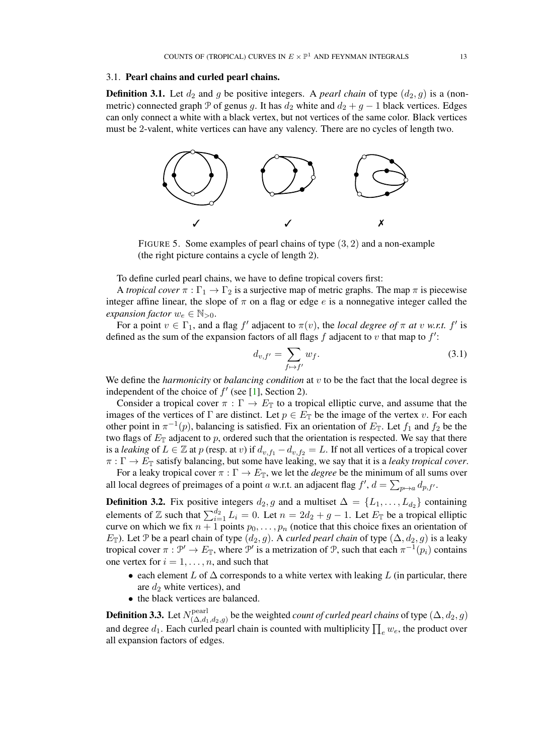### 3.1. Pearl chains and curled pearl chains.

**Definition 3.1.** Let $d_2$ and $g$ be positive integers. A *pearl chain* of type $(d_2, g)$ is a (non-metric) connected graph $\mathcal{P}$ of genus $g$. It has $d_2$ white and $d_2 + g - 1$ black vertices. Edges can only connect a white with a black vertex, but not vertices of the same color. Black vertices must be 2-valent, white vertices can have any valency. There are no cycles of length two.

✓ ✓ ✗

FIGURE 5. Some examples of pearl chains of type $(3, 2)$ and a non-example (the right picture contains a cycle of length 2).

To define curled pearl chains, we have to define tropical covers first:

A *tropical cover* $\pi : \Gamma_1 \to \Gamma_2$ is a surjective map of metric graphs. The map $\pi$ is piecewise integer affine linear, the slope of $\pi$ on a flag or edge $e$ is a nonnegative integer called the *expansion factor* $w_e \in \mathbb{N}_{>0}$.

For a point $v \in \Gamma_1$, and a flag $f'$ adjacent to $\pi(v)$, the *local degree of* $\pi$ *at* $v$ *w.r.t.* $f'$ is defined as the sum of the expansion factors of all flags $f$ adjacent to $v$ that map to $f'$:

$$d_{v,f'} = \sum_{f \mapsto f'} w_f. \tag{3.1}$$

We define the *harmonicity* or *balancing condition* at $v$ to be the fact that the local degree is independent of the choice of $f'$ (see [1], Section 2).

Consider a tropical cover $\pi : \Gamma \to E_{\mathbb{T}}$ to a tropical elliptic curve, and assume that the images of the vertices of $\Gamma$ are distinct. Let $p \in E_{\mathbb{T}}$ be the image of the vertex $v$. For each other point in $\pi^{-1}(p)$, balancing is satisfied. Fix an orientation of $E_{\mathbb{T}}$. Let $f_1$ and $f_2$ be the two flags of $E_{\mathbb{T}}$ adjacent to $p$, ordered such that the orientation is respected. We say that there is a *leaking* of $L \in \mathbb{Z}$ at $p$ (resp. at $v$) if $d_{v,f_1} - d_{v,f_2} = L$. If not all vertices of a tropical cover $\pi : \Gamma \to E_{\mathbb{T}}$ satisfy balancing, but some have leaking, we say that it is a *leaky tropical cover*.

For a leaky tropical cover $\pi : \Gamma \to E_{\mathbb{T}}$, we let the *degree* be the minimum of all sums over all local degrees of preimages of a point $a$ w.r.t. an adjacent flag $f'$, $d = \sum_{p \mapsto a} d_{p,f'}$.

**Definition 3.2.** Fix positive integers $d_2, g$ and a multiset $\Delta = \{L_1, \ldots, L_{d_2}\}$ containing elements of $\mathbb{Z}$ such that $\sum_{i=1}^{d_2} L_i = 0$. Let $n = 2d_2 + g - 1$. Let $E_{\mathbb{T}}$ be a tropical elliptic curve on which we fix $n + 1$ points $p_0, \ldots, p_n$ (notice that this choice fixes an orientation of $E_{\mathbb{T}}$). Let $\mathcal{P}$ be a pearl chain of type $(d_2, g)$. A *curled pearl chain* of type $(\Delta, d_2, g)$ is a leaky tropical cover $\pi : \mathcal{P}' \to E_{\mathbb{T}}$, where $\mathcal{P}'$ is a metrization of $\mathcal{P}$, such that each $\pi^{-1}(p_i)$ contains one vertex for $i = 1, \ldots, n$, and such that

- each element $L$ of $\Delta$ corresponds to a white vertex with leaking $L$ (in particular, there are $d_2$ white vertices), and
- the black vertices are balanced.

**Definition 3.3.** Let $N^{\text{pearl}}_{(\Delta, d_1, d_2, g)}$ be the weighted *count of curled pearl chains* of type $(\Delta, d_2, g)$ and degree $d_1$. Each curled pearl chain is counted with multiplicity $\prod_e w_e$, the product over all expansion factors of edges.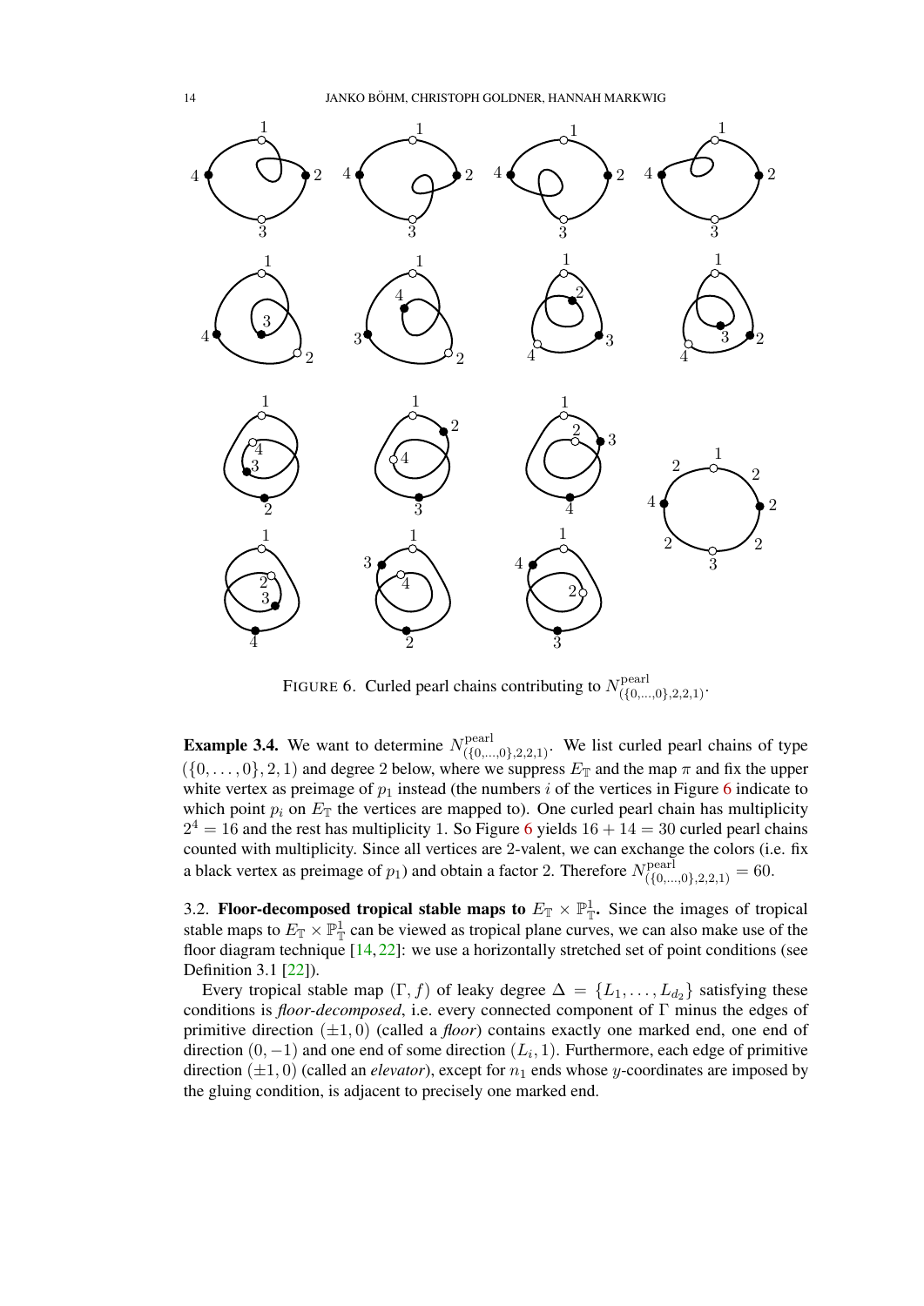FIGURE 6. Curled pearl chains contributing to $N^{\text{pearl}}_{(\{0,\dots,0\},2,2,1)}$.

**Example 3.4.** We want to determine $N^{\text{pearl}}_{(\{0,\dots,0\},2,2,1)}$. We list curled pearl chains of type $(\{0,\dots,0\},2,1)$ and degree 2 below, where we suppress $E_{\mathbb{T}}$ and the map $\pi$ and fix the upper white vertex as preimage of $p_1$ instead (the numbers $i$ of the vertices in Figure 6 indicate to which point $p_i$ on $E_{\mathbb{T}}$ the vertices are mapped to). One curled pearl chain has multiplicity $2^4 = 16$ and the rest has multiplicity 1. So Figure 6 yields $16 + 14 = 30$ curled pearl chains counted with multiplicity. Since all vertices are 2-valent, we can exchange the colors (i.e. fix a black vertex as preimage of $p_1$) and obtain a factor 2. Therefore $N^{\text{pearl}}_{(\{0,\dots,0\},2,2,1)} = 60$.

3.2. **Floor-decomposed tropical stable maps to $E_{\mathbb{T}} \times \mathbb{P}^1_{\mathbb{T}}$.** Since the images of tropical stable maps to $E_{\mathbb{T}} \times \mathbb{P}^1_{\mathbb{T}}$ can be viewed as tropical plane curves, we can also make use of the floor diagram technique [14,22]: we use a horizontally stretched set of point conditions (see Definition 3.1 [22]).

Every tropical stable map $(\Gamma, f)$ of leaky degree $\Delta = \{L_1, \dots, L_{d_2}\}$ satisfying these conditions is *floor-decomposed*, i.e. every connected component of $\Gamma$ minus the edges of primitive direction $(\pm 1, 0)$ (called a *floor*) contains exactly one marked end, one end of direction $(0,-1)$ and one end of some direction $(L_i, 1)$. Furthermore, each edge of primitive direction $(\pm 1, 0)$ (called an *elevator*), except for $n_1$ ends whose $y$-coordinates are imposed by the gluing condition, is adjacent to precisely one marked end.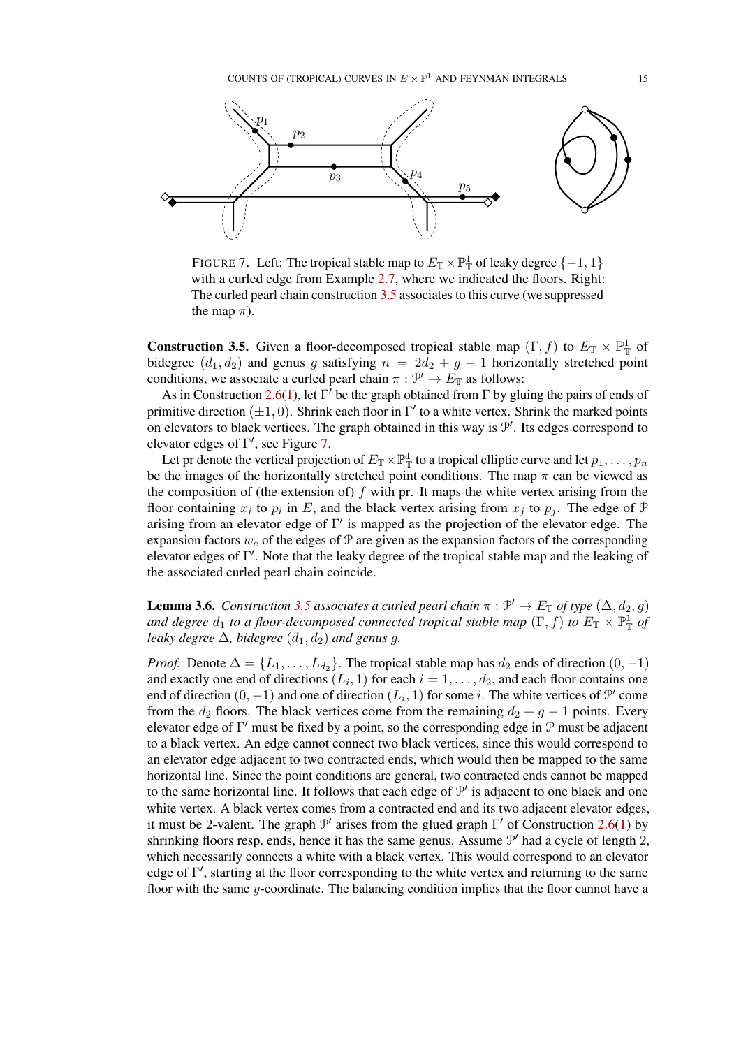FIGURE 7. Left: The tropical stable map to $E_{\mathbb{T}} \times \mathbb{P}^1_{\mathbb{T}}$ of leaky degree $\{-1, 1\}$ with a curled edge from Example 2.7, where we indicated the floors. Right: The curled pearl chain construction 3.5 associates to this curve (we suppressed the map $\pi$).

**Construction 3.5.** Given a floor-decomposed tropical stable map $(\Gamma, f)$ to $E_{\mathbb{T}} \times \mathbb{P}^1_{\mathbb{T}}$ of bidegree $(d_1, d_2)$ and genus $g$ satisfying $n = 2d_2 + g - 1$ horizontally stretched point conditions, we associate a curled pearl chain $\pi : \mathcal{P}' \to E_{\mathbb{T}}$ as follows:

As in Construction 2.6(1), let $\Gamma'$ be the graph obtained from $\Gamma$ by gluing the pairs of ends of primitive direction $(\pm 1, 0)$. Shrink each floor in $\Gamma'$ to a white vertex. Shrink the marked points on elevators to black vertices. The graph obtained in this way is $\mathcal{P}'$. Its edges correspond to elevator edges of $\Gamma'$, see Figure 7.

Let pr denote the vertical projection of $E_{\mathbb{T}} \times \mathbb{P}^1_{\mathbb{T}}$ to a tropical elliptic curve and let $p_1, \ldots, p_n$ be the images of the horizontally stretched point conditions. The map $\pi$ can be viewed as the composition of (the extension of) $f$ with pr. It maps the white vertex arising from the floor containing $x_i$ to $p_i$ in $E$, and the black vertex arising from $x_j$ to $p_j$. The edge of $\mathcal{P}$ arising from an elevator edge of $\Gamma'$ is mapped as the projection of the elevator edge. The expansion factors $w_e$ of the edges of $\mathcal{P}$ are given as the expansion factors of the corresponding elevator edges of $\Gamma'$. Note that the leaky degree of the tropical stable map and the leaking of the associated curled pearl chain coincide.

**Lemma 3.6.** *Construction 3.5 associates a curled pearl chain $\pi : \mathcal{P}' \to E_{\mathbb{T}}$ of type $(\Delta, d_2, g)$ and degree $d_1$ to a floor-decomposed connected tropical stable map $(\Gamma, f)$ to $E_{\mathbb{T}} \times \mathbb{P}^1_{\mathbb{T}}$ of leaky degree $\Delta$, bidegree $(d_1, d_2)$ and genus $g$.*

*Proof.* Denote $\Delta = \{L_1, \ldots, L_{d_2}\}$. The tropical stable map has $d_2$ ends of direction $(0, -1)$ and exactly one end of directions $(L_i, 1)$ for each $i = 1, \ldots, d_2$, and each floor contains one end of direction $(0, -1)$ and one of direction $(L_i, 1)$ for some $i$. The white vertices of $\mathcal{P}'$ come from the $d_2$ floors. The black vertices come from the remaining $d_2 + g - 1$ points. Every elevator edge of $\Gamma'$ must be fixed by a point, so the corresponding edge in $\mathcal{P}$ must be adjacent to a black vertex. An edge cannot connect two black vertices, since this would correspond to an elevator edge adjacent to two contracted ends, which would then be mapped to the same horizontal line. Since the point conditions are general, two contracted ends cannot be mapped to the same horizontal line. It follows that each edge of $\mathcal{P}'$ is adjacent to one black and one white vertex. A black vertex comes from a contracted end and its two adjacent elevator edges, it must be 2-valent. The graph $\mathcal{P}'$ arises from the glued graph $\Gamma'$ of Construction 2.6(1) by shrinking floors resp. ends, hence it has the same genus. Assume $\mathcal{P}'$ had a cycle of length 2, which necessarily connects a white with a black vertex. This would correspond to an elevator edge of $\Gamma'$, starting at the floor corresponding to the white vertex and returning to the same floor with the same $y$-coordinate. The balancing condition implies that the floor cannot have a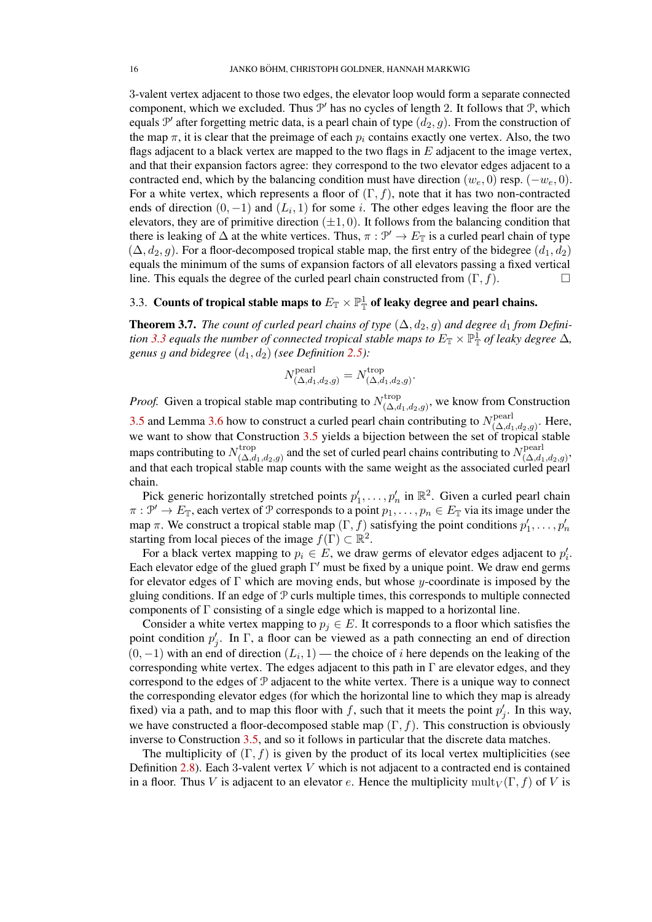3-valent vertex adjacent to those two edges, the elevator loop would form a separate connected component, which we excluded. Thus $\mathcal{P}'$ has no cycles of length 2. It follows that $\mathcal{P}$, which equals $\mathcal{P}'$ after forgetting metric data, is a pearl chain of type $(d_2, g)$. From the construction of the map $\pi$, it is clear that the preimage of each $p_i$ contains exactly one vertex. Also, the two flags adjacent to a black vertex are mapped to the two flags in $E$ adjacent to the image vertex, and that their expansion factors agree: they correspond to the two elevator edges adjacent to a contracted end, which by the balancing condition must have direction $(w_e, 0)$ resp. $(-w_e, 0)$. For a white vertex, which represents a floor of $(\Gamma, f)$, note that it has two non-contracted ends of direction $(0, -1)$ and $(L_i, 1)$ for some $i$. The other edges leaving the floor are the elevators, they are of primitive direction $(\pm 1, 0)$. It follows from the balancing condition that there is leaking of $\Delta$ at the white vertices. Thus, $\pi : \mathcal{P}' \to E_{\mathbb{T}}$ is a curled pearl chain of type $(\Delta, d_2, g)$. For a floor-decomposed tropical stable map, the first entry of the bidegree $(d_1, d_2)$ equals the minimum of the sums of expansion factors of all elevators passing a fixed vertical line. This equals the degree of the curled pearl chain constructed from $(\Gamma, f)$. □

### 3.3. Counts of tropical stable maps to $E_{\mathbb{T}} \times \mathbb{P}^1_{\mathbb{T}}$ of leaky degree and pearl chains.

**Theorem 3.7.** *The count of curled pearl chains of type $(\Delta, d_2, g)$ and degree $d_1$ from Definition 3.3 equals the number of connected tropical stable maps to $E_{\mathbb{T}} \times \mathbb{P}^1_{\mathbb{T}}$ of leaky degree $\Delta$, genus $g$ and bidegree $(d_1, d_2)$ (see Definition 2.5):*

$$N^{\text{pearl}}_{(\Delta, d_1, d_2, g)} = N^{\text{trop}}_{(\Delta, d_1, d_2, g)}.$$

*Proof.* Given a tropical stable map contributing to $N^{\text{trop}}_{(\Delta, d_1, d_2, g)}$, we know from Construction 3.5 and Lemma 3.6 how to construct a curled pearl chain contributing to $N^{\text{pearl}}_{(\Delta, d_1, d_2, g)}$. Here, we want to show that Construction 3.5 yields a bijection between the set of tropical stable maps contributing to $N^{\text{trop}}_{(\Delta, d_1, d_2, g)}$ and the set of curled pearl chains contributing to $N^{\text{pearl}}_{(\Delta, d_1, d_2, g)}$, and that each tropical stable map counts with the same weight as the associated curled pearl chain.

Pick generic horizontally stretched points $p'_1, \ldots, p'_n$ in $\mathbb{R}^2$. Given a curled pearl chain $\pi : \mathcal{P}' \to E_{\mathbb{T}}$, each vertex of $\mathcal{P}$ corresponds to a point $p_1, \ldots, p_n \in E_{\mathbb{T}}$ via its image under the map $\pi$. We construct a tropical stable map $(\Gamma, f)$ satisfying the point conditions $p'_1, \ldots, p'_n$ starting from local pieces of the image $f(\Gamma) \subset \mathbb{R}^2$.

For a black vertex mapping to $p_i \in E$, we draw germs of elevator edges adjacent to $p'_i$. Each elevator edge of the glued graph $\Gamma'$ must be fixed by a unique point. We draw end germs for elevator edges of $\Gamma$ which are moving ends, but whose $y$-coordinate is imposed by the gluing conditions. If an edge of $\mathcal{P}$ curls multiple times, this corresponds to multiple connected components of $\Gamma$ consisting of a single edge which is mapped to a horizontal line.

Consider a white vertex mapping to $p_j \in E$. It corresponds to a floor which satisfies the point condition $p'_j$. In $\Gamma$, a floor can be viewed as a path connecting an end of direction $(0, -1)$ with an end of direction $(L_i, 1)$ — the choice of $i$ here depends on the leaking of the corresponding white vertex. The edges adjacent to this path in $\Gamma$ are elevator edges, and they correspond to the edges of $\mathcal{P}$ adjacent to the white vertex. There is a unique way to connect the corresponding elevator edges (for which the horizontal line to which they map is already fixed) via a path, and to map this floor with $f$, such that it meets the point $p'_j$. In this way, we have constructed a floor-decomposed stable map $(\Gamma, f)$. This construction is obviously inverse to Construction 3.5, and so it follows in particular that the discrete data matches.

The multiplicity of $(\Gamma, f)$ is given by the product of its local vertex multiplicities (see Definition 2.8). Each 3-valent vertex $V$ which is not adjacent to a contracted end is contained in a floor. Thus $V$ is adjacent to an elevator $e$. Hence the multiplicity $\text{mult}_V(\Gamma, f)$ of $V$ is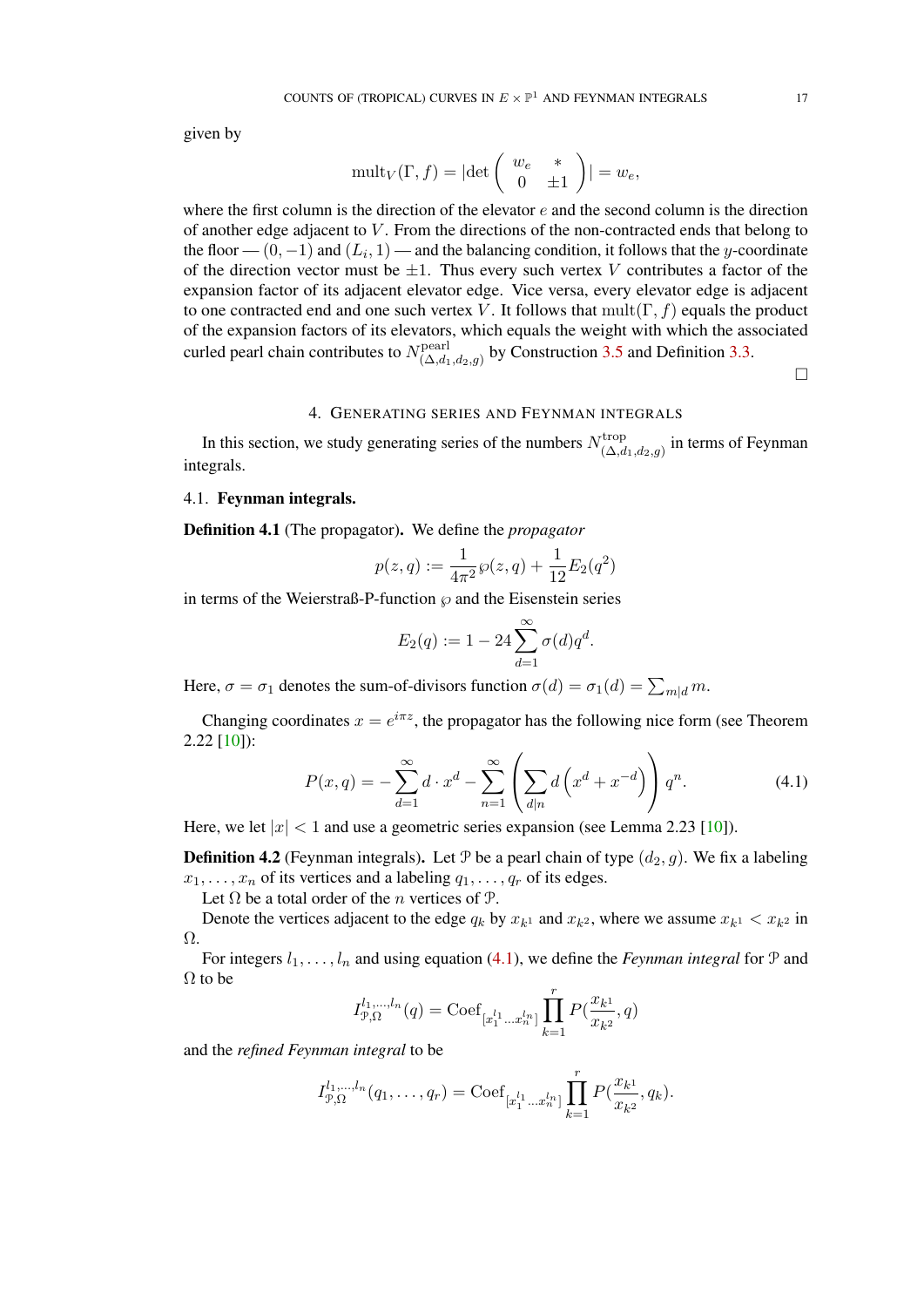given by

$$\mathrm{mult}_V(\Gamma, f) = |\det \begin{pmatrix} w_e & * \\ 0 & \pm 1 \end{pmatrix}| = w_e,$$

where the first column is the direction of the elevator $e$ and the second column is the direction of another edge adjacent to $V$. From the directions of the non-contracted ends that belong to the floor — $(0,-1)$ and $(L_i, 1)$ — and the balancing condition, it follows that the $y$-coordinate of the direction vector must be $\pm 1$. Thus every such vertex $V$ contributes a factor of the expansion factor of its adjacent elevator edge. Vice versa, every elevator edge is adjacent to one contracted end and one such vertex $V$. It follows that $\mathrm{mult}(\Gamma, f)$ equals the product of the expansion factors of its elevators, which equals the weight with which the associated curled pearl chain contributes to $N^{\mathrm{pearl}}_{(\Delta,d_1,d_2,g)}$ by Construction 3.5 and Definition 3.3.

□

## 4. Generating series and Feynman integrals

In this section, we study generating series of the numbers $N^{\mathrm{trop}}_{(\Delta,d_1,d_2,g)}$ in terms of Feynman integrals.

### 4.1. Feynman integrals.

**Definition 4.1** (The propagator)**.** We define the *propagator*

$$p(z,q) := \frac{1}{4\pi^2}\wp(z,q) + \frac{1}{12}E_2(q^2)$$

in terms of the Weierstraß-P-function $\wp$ and the Eisenstein series

$$E_2(q) := 1 - 24\sum_{d=1}^{\infty}\sigma(d)q^d.$$

Here, $\sigma = \sigma_1$ denotes the sum-of-divisors function $\sigma(d) = \sigma_1(d) = \sum_{m|d} m$.

Changing coordinates $x = e^{i\pi z}$, the propagator has the following nice form (see Theorem 2.22 [10]):

$$P(x,q) = -\sum_{d=1}^{\infty} d\cdot x^d - \sum_{n=1}^{\infty}\left(\sum_{d|n} d\left(x^d + x^{-d}\right)\right)q^n. \tag{4.1}$$

Here, we let $|x| < 1$ and use a geometric series expansion (see Lemma 2.23 [10]).

**Definition 4.2** (Feynman integrals)**.** Let $\mathcal{P}$ be a pearl chain of type $(d_2, g)$. We fix a labeling $x_1, \ldots, x_n$ of its vertices and a labeling $q_1, \ldots, q_r$ of its edges.

Let $\Omega$ be a total order of the $n$ vertices of $\mathcal{P}$.

Denote the vertices adjacent to the edge $q_k$ by $x_{k^1}$ and $x_{k^2}$, where we assume $x_{k^1} < x_{k^2}$ in $\Omega$.

For integers $l_1, \ldots, l_n$ and using equation (4.1), we define the *Feynman integral* for $\mathcal{P}$ and $\Omega$ to be

$$I^{l_1,\ldots,l_n}_{\mathcal{P},\Omega}(q) = \mathrm{Coef}_{[x_1^{l_1}\ldots x_n^{l_n}]}\prod_{k=1}^{r} P(\frac{x_{k^1}}{x_{k^2}}, q)$$

and the *refined Feynman integral* to be

$$I^{l_1,\ldots,l_n}_{\mathcal{P},\Omega}(q_1,\ldots,q_r) = \mathrm{Coef}_{[x_1^{l_1}\ldots x_n^{l_n}]}\prod_{k=1}^{r} P(\frac{x_{k^1}}{x_{k^2}}, q_k).$$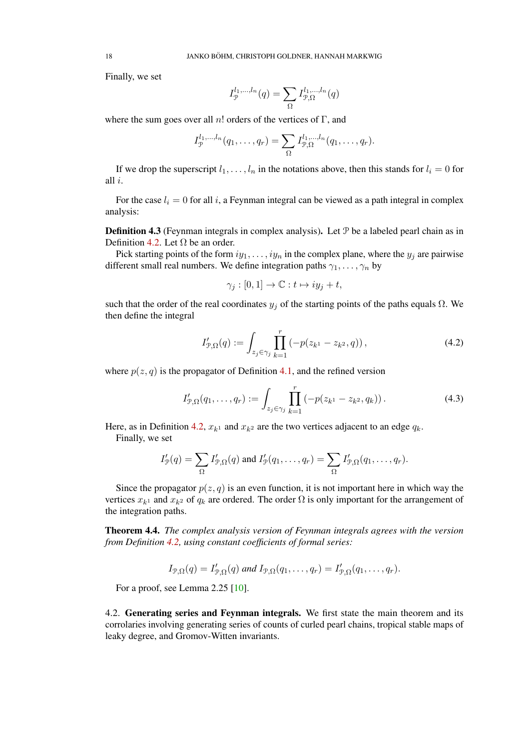Finally, we set

$$I_{\mathcal{P}}^{l_1,\ldots,l_n}(q) = \sum_{\Omega} I_{\mathcal{P},\Omega}^{l_1,\ldots,l_n}(q)$$

where the sum goes over all $n!$ orders of the vertices of $\Gamma$, and

$$I_{\mathcal{P}}^{l_1,\ldots,l_n}(q_1,\ldots,q_r) = \sum_{\Omega} I_{\mathcal{P},\Omega}^{l_1,\ldots,l_n}(q_1,\ldots,q_r).$$

If we drop the superscript $l_1,\ldots,l_n$ in the notations above, then this stands for $l_i = 0$ for all $i$.

For the case $l_i = 0$ for all $i$, a Feynman integral can be viewed as a path integral in complex analysis:

**Definition 4.3** (Feynman integrals in complex analysis)**.** Let $\mathcal{P}$ be a labeled pearl chain as in Definition 4.2. Let $\Omega$ be an order.

Pick starting points of the form $iy_1,\ldots,iy_n$ in the complex plane, where the $y_j$ are pairwise different small real numbers. We define integration paths $\gamma_1,\ldots,\gamma_n$ by

$$\gamma_j : [0,1] \to \mathbb{C} : t \mapsto iy_j + t,$$

such that the order of the real coordinates $y_j$ of the starting points of the paths equals $\Omega$. We then define the integral

$$I'_{\mathcal{P},\Omega}(q) := \int_{z_j\in\gamma_j} \prod_{k=1}^{r} \left(-p(z_{k^1} - z_{k^2}, q)\right), \tag{4.2}$$

where $p(z,q)$ is the propagator of Definition 4.1, and the refined version

$$I'_{\mathcal{P},\Omega}(q_1,\ldots,q_r) := \int_{z_j\in\gamma_j} \prod_{k=1}^{r} \left(-p(z_{k^1} - z_{k^2}, q_k)\right). \tag{4.3}$$

Here, as in Definition 4.2, $x_{k^1}$ and $x_{k^2}$ are the two vertices adjacent to an edge $q_k$.

Finally, we set

$$I'_{\mathcal{P}}(q) = \sum_{\Omega} I'_{\mathcal{P},\Omega}(q) \text{ and } I'_{\mathcal{P}}(q_1,\ldots,q_r) = \sum_{\Omega} I'_{\mathcal{P},\Omega}(q_1,\ldots,q_r).$$

Since the propagator $p(z,q)$ is an even function, it is not important here in which way the vertices $x_{k^1}$ and $x_{k^2}$ of $q_k$ are ordered. The order $\Omega$ is only important for the arrangement of the integration paths.

**Theorem 4.4.** *The complex analysis version of Feynman integrals agrees with the version from Definition 4.2, using constant coefficients of formal series:*

$$I_{\mathcal{P},\Omega}(q) = I'_{\mathcal{P},\Omega}(q) \text{ and } I_{\mathcal{P},\Omega}(q_1,\ldots,q_r) = I'_{\mathcal{P},\Omega}(q_1,\ldots,q_r).$$

For a proof, see Lemma 2.25 [10].

4.2. **Generating series and Feynman integrals.** We first state the main theorem and its corrolaries involving generating series of counts of curled pearl chains, tropical stable maps of leaky degree, and Gromov-Witten invariants.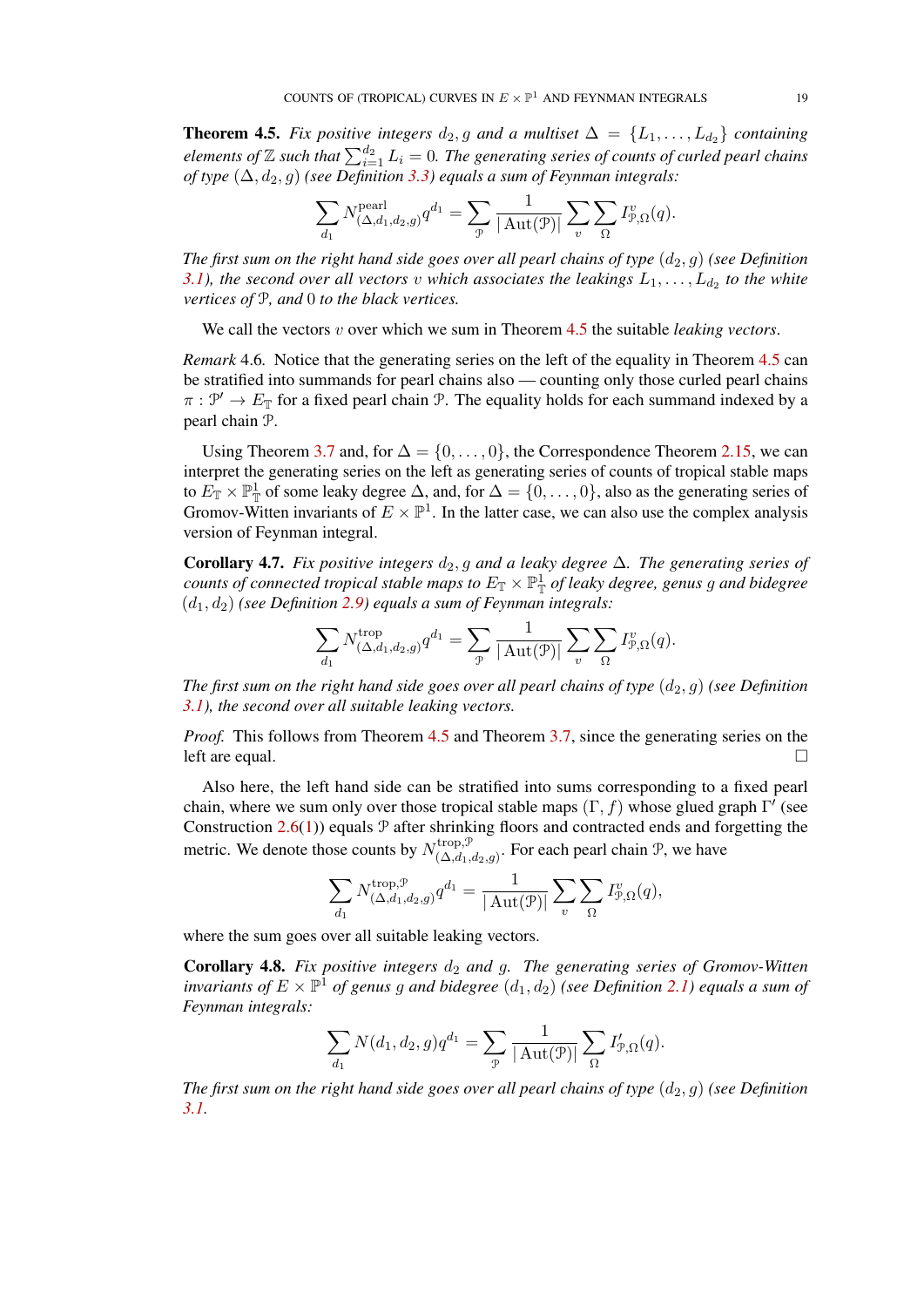**Theorem 4.5.** *Fix positive integers $d_2, g$ and a multiset $\Delta = \{L_1, \ldots, L_{d_2}\}$ containing elements of $\mathbb{Z}$ such that $\sum_{i=1}^{d_2} L_i = 0$. The generating series of counts of curled pearl chains of type $(\Delta, d_2, g)$ (see Definition 3.3) equals a sum of Feynman integrals:*

$$\sum_{d_1} N^{\text{pearl}}_{(\Delta,d_1,d_2,g)} q^{d_1} = \sum_{\mathcal{P}} \frac{1}{|\operatorname{Aut}(\mathcal{P})|} \sum_{v} \sum_{\Omega} I^{v}_{\mathcal{P},\Omega}(q).$$

*The first sum on the right hand side goes over all pearl chains of type $(d_2, g)$ (see Definition 3.1), the second over all vectors $v$ which associates the leakings $L_1, \ldots, L_{d_2}$ to the white vertices of $\mathcal{P}$, and $0$ to the black vertices.*

We call the vectors $v$ over which we sum in Theorem 4.5 the suitable *leaking vectors*.

*Remark* 4.6. Notice that the generating series on the left of the equality in Theorem 4.5 can be stratified into summands for pearl chains also — counting only those curled pearl chains $\pi : \mathcal{P}' \to E_{\mathbb{T}}$ for a fixed pearl chain $\mathcal{P}$. The equality holds for each summand indexed by a pearl chain $\mathcal{P}$.

Using Theorem 3.7 and, for $\Delta = \{0, \ldots, 0\}$, the Correspondence Theorem 2.15, we can interpret the generating series on the left as generating series of counts of tropical stable maps to $E_{\mathbb{T}} \times \mathbb{P}^1_{\mathbb{T}}$ of some leaky degree $\Delta$, and, for $\Delta = \{0, \ldots, 0\}$, also as the generating series of Gromov-Witten invariants of $E \times \mathbb{P}^1$. In the latter case, we can also use the complex analysis version of Feynman integral.

**Corollary 4.7.** *Fix positive integers $d_2, g$ and a leaky degree $\Delta$. The generating series of counts of connected tropical stable maps to $E_{\mathbb{T}} \times \mathbb{P}^1_{\mathbb{T}}$ of leaky degree, genus $g$ and bidegree $(d_1, d_2)$ (see Definition 2.9) equals a sum of Feynman integrals:*

$$\sum_{d_1} N^{\text{trop}}_{(\Delta,d_1,d_2,g)} q^{d_1} = \sum_{\mathcal{P}} \frac{1}{|\operatorname{Aut}(\mathcal{P})|} \sum_{v} \sum_{\Omega} I^{v}_{\mathcal{P},\Omega}(q).$$

*The first sum on the right hand side goes over all pearl chains of type $(d_2, g)$ (see Definition 3.1), the second over all suitable leaking vectors.*

*Proof.* This follows from Theorem 4.5 and Theorem 3.7, since the generating series on the left are equal. □

Also here, the left hand side can be stratified into sums corresponding to a fixed pearl chain, where we sum only over those tropical stable maps $(\Gamma, f)$ whose glued graph $\Gamma'$ (see Construction 2.6(1)) equals $\mathcal{P}$ after shrinking floors and contracted ends and forgetting the metric. We denote those counts by $N^{\text{trop},\mathcal{P}}_{(\Delta,d_1,d_2,g)}$. For each pearl chain $\mathcal{P}$, we have

$$\sum_{d_1} N^{\text{trop},\mathcal{P}}_{(\Delta,d_1,d_2,g)} q^{d_1} = \frac{1}{|\operatorname{Aut}(\mathcal{P})|} \sum_{v} \sum_{\Omega} I^{v}_{\mathcal{P},\Omega}(q),$$

where the sum goes over all suitable leaking vectors.

**Corollary 4.8.** *Fix positive integers $d_2$ and $g$. The generating series of Gromov-Witten invariants of $E \times \mathbb{P}^1$ of genus $g$ and bidegree $(d_1, d_2)$ (see Definition 2.1) equals a sum of Feynman integrals:*

$$\sum_{d_1} N(d_1, d_2, g) q^{d_1} = \sum_{\mathcal{P}} \frac{1}{|\operatorname{Aut}(\mathcal{P})|} \sum_{\Omega} I'_{\mathcal{P},\Omega}(q).$$

*The first sum on the right hand side goes over all pearl chains of type $(d_2, g)$ (see Definition 3.1.*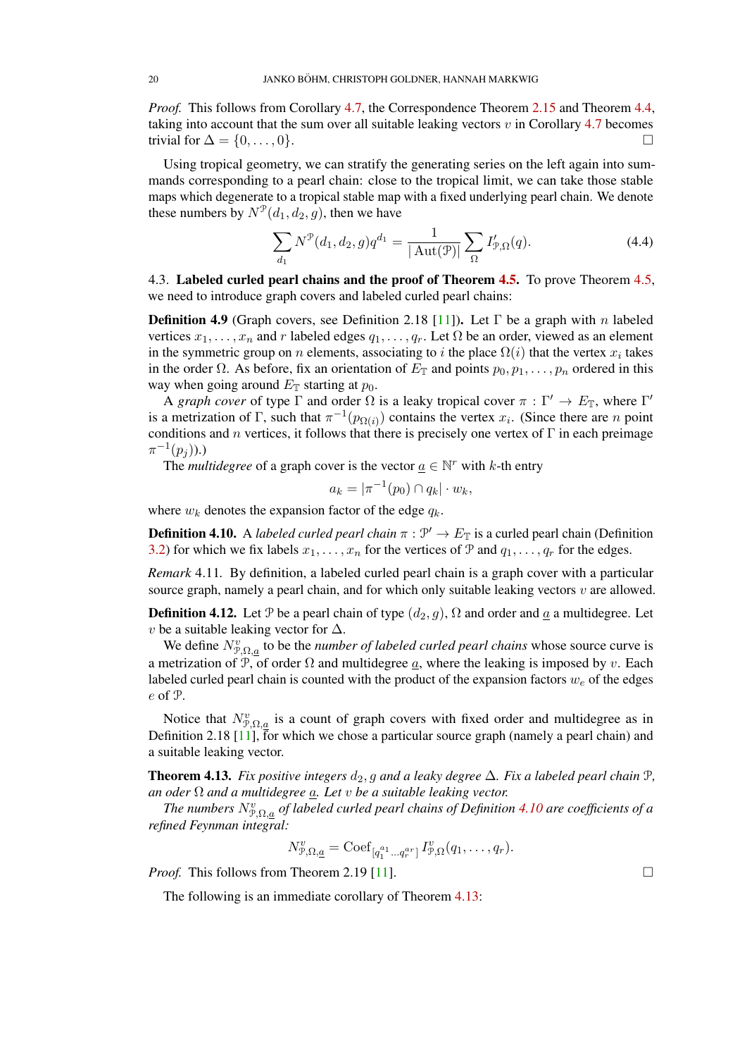*Proof.* This follows from Corollary 4.7, the Correspondence Theorem 2.15 and Theorem 4.4, taking into account that the sum over all suitable leaking vectors $v$ in Corollary 4.7 becomes trivial for $\Delta = \{0, \dots, 0\}$. □

Using tropical geometry, we can stratify the generating series on the left again into summands corresponding to a pearl chain: close to the tropical limit, we can take those stable maps which degenerate to a tropical stable map with a fixed underlying pearl chain. We denote these numbers by $N^{\mathcal{P}}(d_1, d_2, g)$, then we have

$$\sum_{d_1} N^{\mathcal{P}}(d_1, d_2, g) q^{d_1} = \frac{1}{|\operatorname{Aut}(\mathcal{P})|} \sum_{\Omega} I'_{\mathcal{P},\Omega}(q). \tag{4.4}$$

4.3. **Labeled curled pearl chains and the proof of Theorem 4.5.** To prove Theorem 4.5, we need to introduce graph covers and labeled curled pearl chains:

**Definition 4.9** (Graph covers, see Definition 2.18 [11])**.** Let $\Gamma$ be a graph with $n$ labeled vertices $x_1, \dots, x_n$ and $r$ labeled edges $q_1, \dots, q_r$. Let $\Omega$ be an order, viewed as an element in the symmetric group on $n$ elements, associating to $i$ the place $\Omega(i)$ that the vertex $x_i$ takes in the order $\Omega$. As before, fix an orientation of $E_{\mathbb{T}}$ and points $p_0, p_1, \dots, p_n$ ordered in this way when going around $E_{\mathbb{T}}$ starting at $p_0$.

A *graph cover* of type $\Gamma$ and order $\Omega$ is a leaky tropical cover $\pi : \Gamma' \to E_{\mathbb{T}}$, where $\Gamma'$ is a metrization of $\Gamma$, such that $\pi^{-1}(p_{\Omega(i)})$ contains the vertex $x_i$. (Since there are $n$ point conditions and $n$ vertices, it follows that there is precisely one vertex of $\Gamma$ in each preimage $\pi^{-1}(p_j)$).)

The *multidegree* of a graph cover is the vector $\underline{a} \in \mathbb{N}^r$ with $k$-th entry

$$a_k = |\pi^{-1}(p_0) \cap q_k| \cdot w_k,$$

where $w_k$ denotes the expansion factor of the edge $q_k$.

**Definition 4.10.** A *labeled curled pearl chain* $\pi : \mathcal{P}' \to E_{\mathbb{T}}$ is a curled pearl chain (Definition 3.2) for which we fix labels $x_1, \dots, x_n$ for the vertices of $\mathcal{P}$ and $q_1, \dots, q_r$ for the edges.

*Remark* 4.11. By definition, a labeled curled pearl chain is a graph cover with a particular source graph, namely a pearl chain, and for which only suitable leaking vectors $v$ are allowed.

**Definition 4.12.** Let $\mathcal{P}$ be a pearl chain of type $(d_2, g)$, $\Omega$ and order and $\underline{a}$ a multidegree. Let $v$ be a suitable leaking vector for $\Delta$.

We define $N^v_{\mathcal{P},\Omega,\underline{a}}$ to be the *number of labeled curled pearl chains* whose source curve is a metrization of $\mathcal{P}$, of order $\Omega$ and multidegree $\underline{a}$, where the leaking is imposed by $v$. Each labeled curled pearl chain is counted with the product of the expansion factors $w_e$ of the edges $e$ of $\mathcal{P}$.

Notice that $N^v_{\mathcal{P},\Omega,\underline{a}}$ is a count of graph covers with fixed order and multidegree as in Definition 2.18 [11], for which we chose a particular source graph (namely a pearl chain) and a suitable leaking vector.

**Theorem 4.13.** *Fix positive integers $d_2, g$ and a leaky degree $\Delta$. Fix a labeled pearl chain $\mathcal{P}$, an oder $\Omega$ and a multidegree $\underline{a}$. Let $v$ be a suitable leaking vector.*

*The numbers $N^v_{\mathcal{P},\Omega,\underline{a}}$ of labeled curled pearl chains of Definition 4.10 are coefficients of a refined Feynman integral:*

$$N^v_{\mathcal{P},\Omega,\underline{a}} = \operatorname{Coef}_{[q_1^{a_1} \dots q_r^{a_r}]} I^v_{\mathcal{P},\Omega}(q_1, \dots, q_r).$$

*Proof.* This follows from Theorem 2.19 [11]. □

The following is an immediate corollary of Theorem 4.13: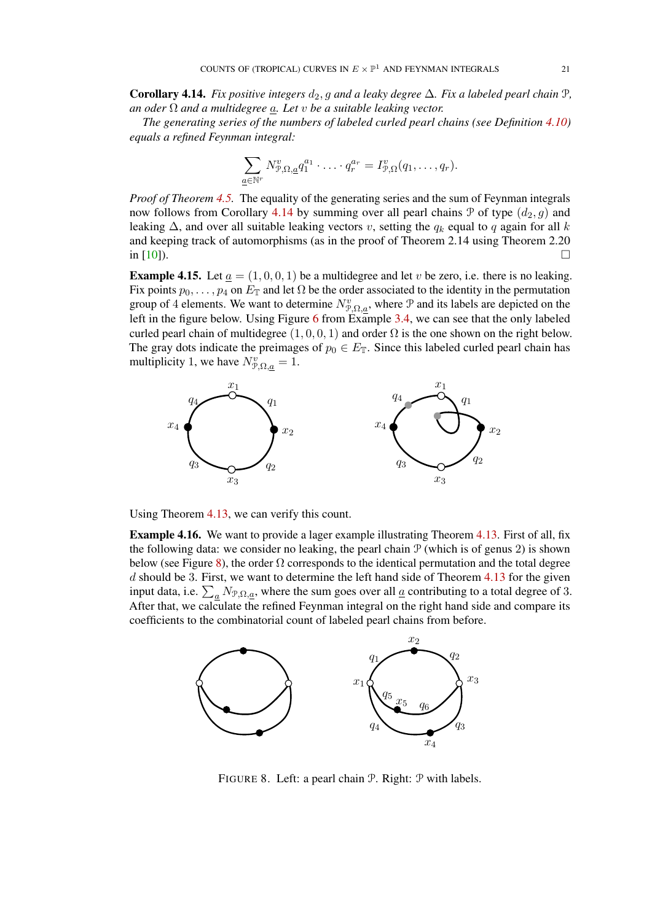**Corollary 4.14.** *Fix positive integers $d_2, g$ and a leaky degree $\Delta$. Fix a labeled pearl chain $\mathcal{P}$, an oder $\Omega$ and a multidegree $\underline{a}$. Let $v$ be a suitable leaking vector.*

*The generating series of the numbers of labeled curled pearl chains (see Definition 4.10) equals a refined Feynman integral:*

$$\sum_{\underline{a}\in\mathbb{N}^r} N^v_{\mathcal{P},\Omega,\underline{a}} q_1^{a_1}\cdot\ldots\cdot q_r^{a_r} = I^v_{\mathcal{P},\Omega}(q_1,\ldots,q_r).$$

*Proof of Theorem 4.5.* The equality of the generating series and the sum of Feynman integrals now follows from Corollary 4.14 by summing over all pearl chains $\mathcal{P}$ of type $(d_2, g)$ and leaking $\Delta$, and over all suitable leaking vectors $v$, setting the $q_k$ equal to $q$ again for all $k$ and keeping track of automorphisms (as in the proof of Theorem 2.14 using Theorem 2.20 in [10]). □

**Example 4.15.** Let $\underline{a} = (1, 0, 0, 1)$ be a multidegree and let $v$ be zero, i.e. there is no leaking. Fix points $p_0, \ldots, p_4$ on $E_{\mathbb{T}}$ and let $\Omega$ be the order associated to the identity in the permutation group of 4 elements. We want to determine $N^v_{\mathcal{P},\Omega,\underline{a}}$, where $\mathcal{P}$ and its labels are depicted on the left in the figure below. Using Figure 6 from Example 3.4, we can see that the only labeled curled pearl chain of multidegree $(1, 0, 0, 1)$ and order $\Omega$ is the one shown on the right below. The gray dots indicate the preimages of $p_0 \in E_{\mathbb{T}}$. Since this labeled curled pearl chain has multiplicity 1, we have $N^v_{\mathcal{P},\Omega,\underline{a}} = 1$.

$x_1$ $q_4$ $q_1$ $x_4$ $x_2$ $q_3$ $q_2$ $x_3$

$x_1$ $q_4$ $q_1$ $x_4$ $x_2$ $q_3$ $q_2$ $x_3$

Using Theorem 4.13, we can verify this count.

**Example 4.16.** We want to provide a lager example illustrating Theorem 4.13. First of all, fix the following data: we consider no leaking, the pearl chain $\mathcal{P}$ (which is of genus 2) is shown below (see Figure 8), the order $\Omega$ corresponds to the identical permutation and the total degree $d$ should be 3. First, we want to determine the left hand side of Theorem 4.13 for the given input data, i.e. $\sum_{\underline{a}} N_{\mathcal{P},\Omega,\underline{a}}$, where the sum goes over all $\underline{a}$ contributing to a total degree of 3. After that, we calculate the refined Feynman integral on the right hand side and compare its coefficients to the combinatorial count of labeled pearl chains from before.

$x_2$ $q_1$ $q_2$ $x_1$ $x_3$ $q_5$ $x_5$ $q_6$ $q_4$ $q_3$ $x_4$

FIGURE 8. Left: a pearl chain $\mathcal{P}$. Right: $\mathcal{P}$ with labels.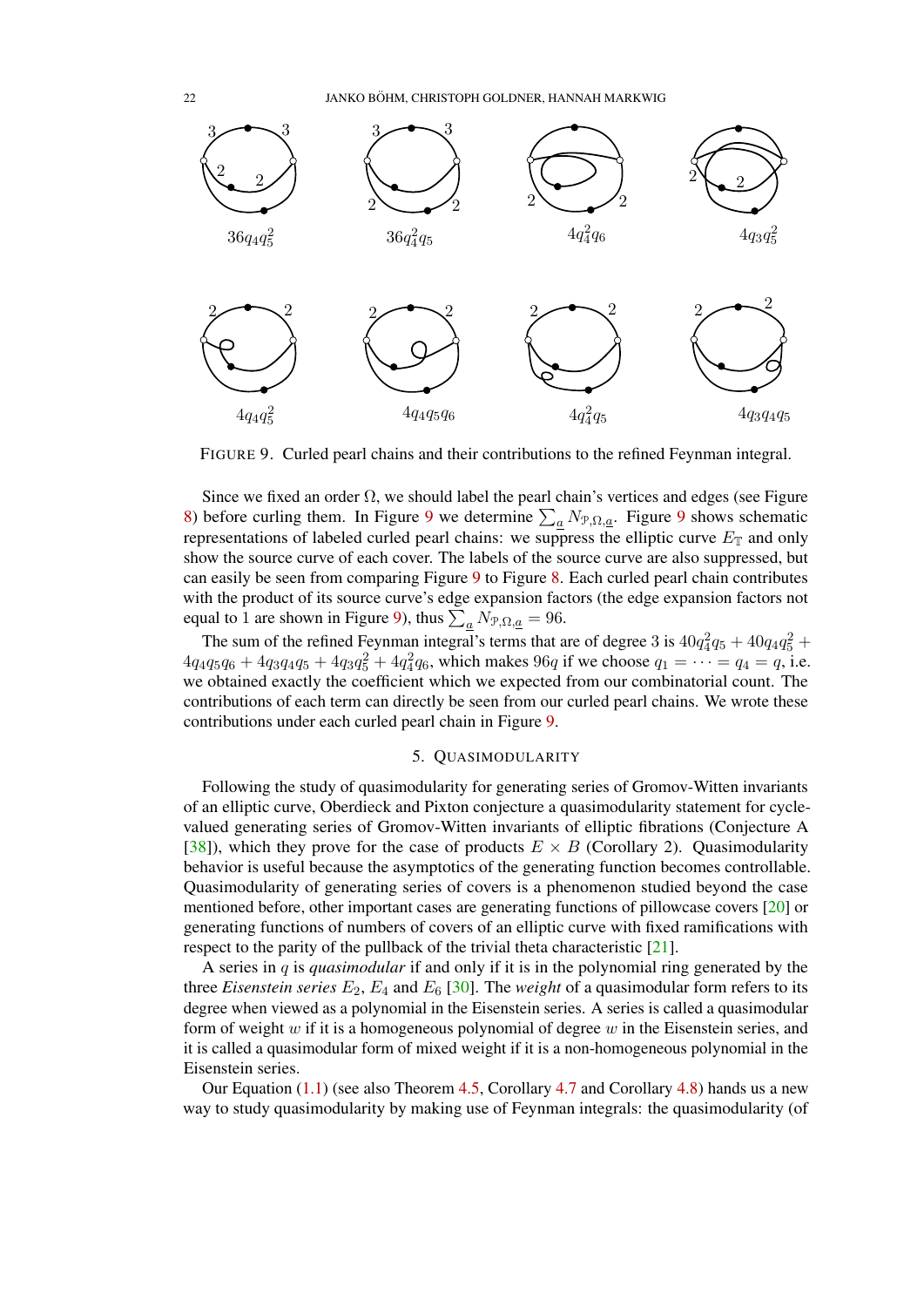FIGURE 9. Curled pearl chains and their contributions to the refined Feynman integral.

Since we fixed an order $\Omega$, we should label the pearl chain's vertices and edges (see Figure 8) before curling them. In Figure 9 we determine $\sum_{\underline{a}} N_{\mathcal{P},\Omega,\underline{a}}$. Figure 9 shows schematic representations of labeled curled pearl chains: we suppress the elliptic curve $E_{\mathbb{T}}$ and only show the source curve of each cover. The labels of the source curve are also suppressed, but can easily be seen from comparing Figure 9 to Figure 8. Each curled pearl chain contributes with the product of its source curve's edge expansion factors (the edge expansion factors not equal to 1 are shown in Figure 9), thus $\sum_{\underline{a}} N_{\mathcal{P},\Omega,\underline{a}} = 96$.

The sum of the refined Feynman integral's terms that are of degree 3 is $40q_4^2q_5 + 40q_4q_5^2 + 4q_4q_5q_6 + 4q_3q_4q_5 + 4q_3q_5^2 + 4q_4^2q_6$, which makes $96q$ if we choose $q_1 = \cdots = q_4 = q$, i.e. we obtained exactly the coefficient which we expected from our combinatorial count. The contributions of each term can directly be seen from our curled pearl chains. We wrote these contributions under each curled pearl chain in Figure 9.

## 5. Quasimodularity

Following the study of quasimodularity for generating series of Gromov-Witten invariants of an elliptic curve, Oberdieck and Pixton conjecture a quasimodularity statement for cycle-valued generating series of Gromov-Witten invariants of elliptic fibrations (Conjecture A [38]), which they prove for the case of products $E \times B$ (Corollary 2). Quasimodularity behavior is useful because the asymptotics of the generating function becomes controllable. Quasimodularity of generating series of covers is a phenomenon studied beyond the case mentioned before, other important cases are generating functions of pillowcase covers [20] or generating functions of numbers of covers of an elliptic curve with fixed ramifications with respect to the parity of the pullback of the trivial theta characteristic [21].

A series in $q$ is *quasimodular* if and only if it is in the polynomial ring generated by the three *Eisenstein series* $E_2$, $E_4$ and $E_6$ [30]. The *weight* of a quasimodular form refers to its degree when viewed as a polynomial in the Eisenstein series. A series is called a quasimodular form of weight $w$ if it is a homogeneous polynomial of degree $w$ in the Eisenstein series, and it is called a quasimodular form of mixed weight if it is a non-homogeneous polynomial in the Eisenstein series.

Our Equation (1.1) (see also Theorem 4.5, Corollary 4.7 and Corollary 4.8) hands us a new way to study quasimodularity by making use of Feynman integrals: the quasimodularity (of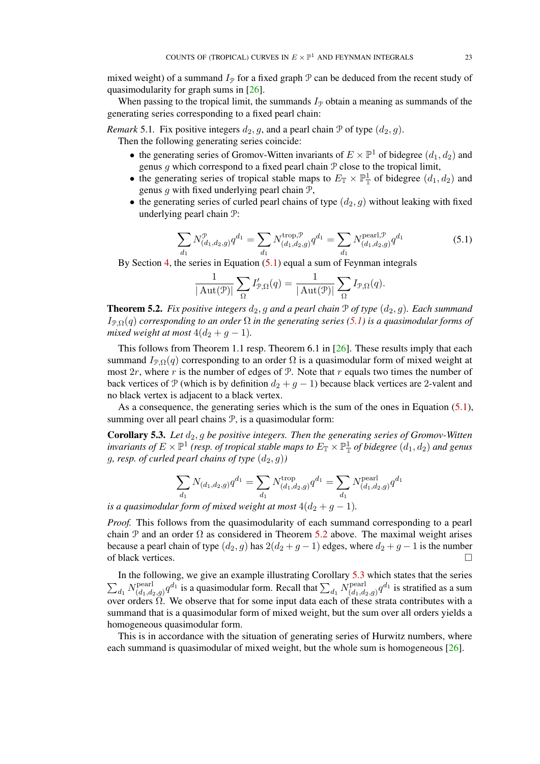mixed weight) of a summand $I_{\mathcal{P}}$ for a fixed graph $\mathcal{P}$ can be deduced from the recent study of quasimodularity for graph sums in [26].

When passing to the tropical limit, the summands $I_{\mathcal{P}}$ obtain a meaning as summands of the generating series corresponding to a fixed pearl chain:

*Remark* 5.1. Fix positive integers $d_2, g$, and a pearl chain $\mathcal{P}$ of type $(d_2, g)$.

Then the following generating series coincide:

- the generating series of Gromov-Witten invariants of $E \times \mathbb{P}^1$ of bidegree $(d_1, d_2)$ and genus $g$ which correspond to a fixed pearl chain $\mathcal{P}$ close to the tropical limit,
- the generating series of tropical stable maps to $E_{\mathbb{T}} \times \mathbb{P}^1_{\mathbb{T}}$ of bidegree $(d_1, d_2)$ and genus $g$ with fixed underlying pearl chain $\mathcal{P}$,
- the generating series of curled pearl chains of type $(d_2, g)$ without leaking with fixed underlying pearl chain $\mathcal{P}$:

$$\sum_{d_1} N^{\mathcal{P}}_{(d_1,d_2,g)} q^{d_1} = \sum_{d_1} N^{\mathrm{trop},\mathcal{P}}_{(d_1,d_2,g)} q^{d_1} = \sum_{d_1} N^{\mathrm{pearl},\mathcal{P}}_{(d_1,d_2,g)} q^{d_1} \tag{5.1}$$

By Section 4, the series in Equation (5.1) equal a sum of Feynman integrals

$$\frac{1}{|\operatorname{Aut}(\mathcal{P})|} \sum_{\Omega} I'_{\mathcal{P},\Omega}(q) = \frac{1}{|\operatorname{Aut}(\mathcal{P})|} \sum_{\Omega} I_{\mathcal{P},\Omega}(q).$$

**Theorem 5.2.** *Fix positive integers $d_2, g$ and a pearl chain $\mathcal{P}$ of type $(d_2, g)$. Each summand $I_{\mathcal{P},\Omega}(q)$ corresponding to an order $\Omega$ in the generating series (5.1) is a quasimodular forms of mixed weight at most $4(d_2 + g - 1)$.*

This follows from Theorem 1.1 resp. Theorem 6.1 in [26]. These results imply that each summand $I_{\mathcal{P},\Omega}(q)$ corresponding to an order $\Omega$ is a quasimodular form of mixed weight at most $2r$, where $r$ is the number of edges of $\mathcal{P}$. Note that $r$ equals two times the number of back vertices of $\mathcal{P}$ (which is by definition $d_2 + g - 1$) because black vertices are 2-valent and no black vertex is adjacent to a black vertex.

As a consequence, the generating series which is the sum of the ones in Equation (5.1), summing over all pearl chains $\mathcal{P}$, is a quasimodular form:

**Corollary 5.3.** *Let $d_2, g$ be positive integers. Then the generating series of Gromov-Witten invariants of $E \times \mathbb{P}^1$ (resp. of tropical stable maps to $E_{\mathbb{T}} \times \mathbb{P}^1_{\mathbb{T}}$ of bidegree $(d_1, d_2)$ and genus $g$, resp. of curled pearl chains of type $(d_2, g)$)*

$$\sum_{d_1} N_{(d_1,d_2,g)} q^{d_1} = \sum_{d_1} N^{\mathrm{trop}}_{(d_1,d_2,g)} q^{d_1} = \sum_{d_1} N^{\mathrm{pearl}}_{(d_1,d_2,g)} q^{d_1}$$

*is a quasimodular form of mixed weight at most $4(d_2 + g - 1)$.*

*Proof.* This follows from the quasimodularity of each summand corresponding to a pearl chain $\mathcal{P}$ and an order $\Omega$ as considered in Theorem 5.2 above. The maximal weight arises because a pearl chain of type $(d_2, g)$ has $2(d_2 + g - 1)$ edges, where $d_2 + g - 1$ is the number of black vertices. □

In the following, we give an example illustrating Corollary 5.3 which states that the series $\sum_{d_1} N^{\mathrm{pearl}}_{(d_1,d_2,g)} q^{d_1}$ is a quasimodular form. Recall that $\sum_{d_1} N^{\mathrm{pearl}}_{(d_1,d_2,g)} q^{d_1}$ is stratified as a sum over orders $\Omega$. We observe that for some input data each of these strata contributes with a summand that is a quasimodular form of mixed weight, but the sum over all orders yields a homogeneous quasimodular form.

This is in accordance with the situation of generating series of Hurwitz numbers, where each summand is quasimodular of mixed weight, but the whole sum is homogeneous [26].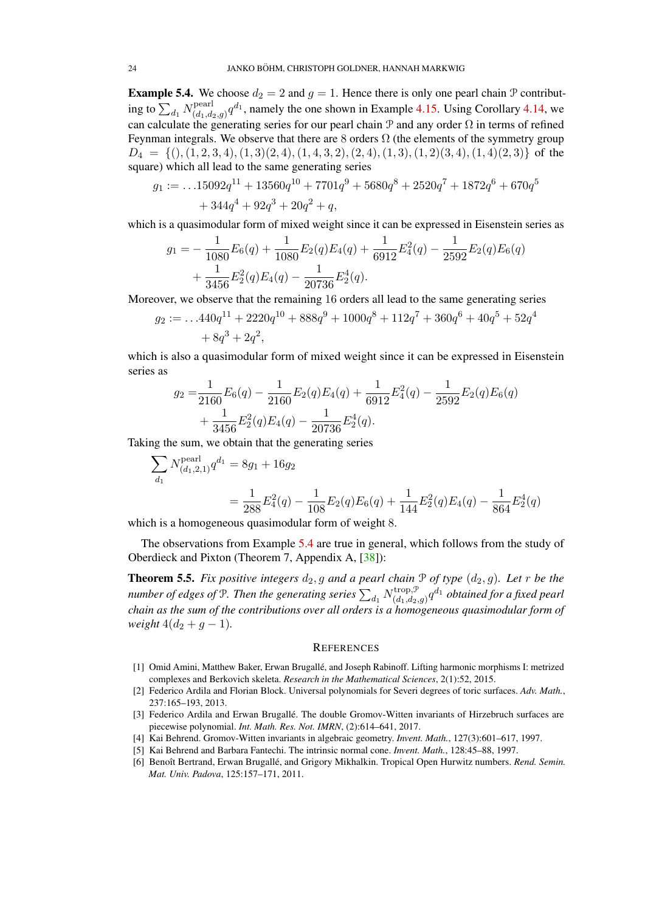**Example 5.4.** We choose $d_2 = 2$ and $g = 1$. Hence there is only one pearl chain $\mathcal{P}$ contributing to $\sum_{d_1} N^{\text{pearl}}_{(d_1,d_2,g)} q^{d_1}$, namely the one shown in Example 4.15. Using Corollary 4.14, we can calculate the generating series for our pearl chain $\mathcal{P}$ and any order $\Omega$ in terms of refined Feynman integrals. We observe that there are 8 orders $\Omega$ (the elements of the symmetry group $D_4 = \{(), (1,2,3,4), (1,3)(2,4), (1,4,3,2), (2,4), (1,3), (1,2)(3,4), (1,4)(2,3)\}$ of the square) which all lead to the same generating series

$$
\begin{aligned}
g_1 := \ldots 15092q^{11} + 13560q^{10} + 7701q^9 + 5680q^8 + 2520q^7 + 1872q^6 + 670q^5 \\
+ 344q^4 + 92q^3 + 20q^2 + q,
\end{aligned}
$$

which is a quasimodular form of mixed weight since it can be expressed in Eisenstein series as

$$
\begin{aligned}
g_1 = &-\frac{1}{1080}E_6(q) + \frac{1}{1080}E_2(q)E_4(q) + \frac{1}{6912}E_4^2(q) - \frac{1}{2592}E_2(q)E_6(q) \\
&+ \frac{1}{3456}E_2^2(q)E_4(q) - \frac{1}{20736}E_2^4(q).
\end{aligned}
$$

Moreover, we observe that the remaining 16 orders all lead to the same generating series

$$
\begin{aligned}
g_2 := \ldots 440q^{11} + 2220q^{10} + 888q^9 + 1000q^8 + 112q^7 + 360q^6 + 40q^5 + 52q^4 \\
+ 8q^3 + 2q^2,
\end{aligned}
$$

which is also a quasimodular form of mixed weight since it can be expressed in Eisenstein series as

$$
\begin{aligned}
g_2 = &\frac{1}{2160}E_6(q) - \frac{1}{2160}E_2(q)E_4(q) + \frac{1}{6912}E_4^2(q) - \frac{1}{2592}E_2(q)E_6(q) \\
&+ \frac{1}{3456}E_2^2(q)E_4(q) - \frac{1}{20736}E_2^4(q).
\end{aligned}
$$

Taking the sum, we obtain that the generating series

$$
\begin{aligned}
\sum_{d_1} N^{\text{pearl}}_{(d_1,2,1)} q^{d_1} &= 8g_1 + 16g_2 \\
&= \frac{1}{288}E_4^2(q) - \frac{1}{108}E_2(q)E_6(q) + \frac{1}{144}E_2^2(q)E_4(q) - \frac{1}{864}E_2^4(q)
\end{aligned}
$$

which is a homogeneous quasimodular form of weight 8.

The observations from Example 5.4 are true in general, which follows from the study of Oberdieck and Pixton (Theorem 7, Appendix A, [38]):

**Theorem 5.5.** *Fix positive integers $d_2, g$ and a pearl chain $\mathcal{P}$ of type $(d_2, g)$. Let $r$ be the number of edges of $\mathcal{P}$. Then the generating series $\sum_{d_1} N^{\text{trop},\mathcal{P}}_{(d_1,d_2,g)} q^{d_1}$ obtained for a fixed pearl chain as the sum of the contributions over all orders is a homogeneous quasimodular form of weight $4(d_2 + g - 1)$.*

## References

[1] Omid Amini, Matthew Baker, Erwan Brugallé, and Joseph Rabinoff. Lifting harmonic morphisms I: metrized complexes and Berkovich skeleta. *Research in the Mathematical Sciences*, 2(1):52, 2015.

[2] Federico Ardila and Florian Block. Universal polynomials for Severi degrees of toric surfaces. *Adv. Math.*, 237:165–193, 2013.

[3] Federico Ardila and Erwan Brugallé. The double Gromov-Witten invariants of Hirzebruch surfaces are piecewise polynomial. *Int. Math. Res. Not. IMRN*, (2):614–641, 2017.

[4] Kai Behrend. Gromov-Witten invariants in algebraic geometry. *Invent. Math.*, 127(3):601–617, 1997.

[5] Kai Behrend and Barbara Fantechi. The intrinsic normal cone. *Invent. Math.*, 128:45–88, 1997.

[6] Benoît Bertrand, Erwan Brugallé, and Grigory Mikhalkin. Tropical Open Hurwitz numbers. *Rend. Semin. Mat. Univ. Padova*, 125:157–171, 2011.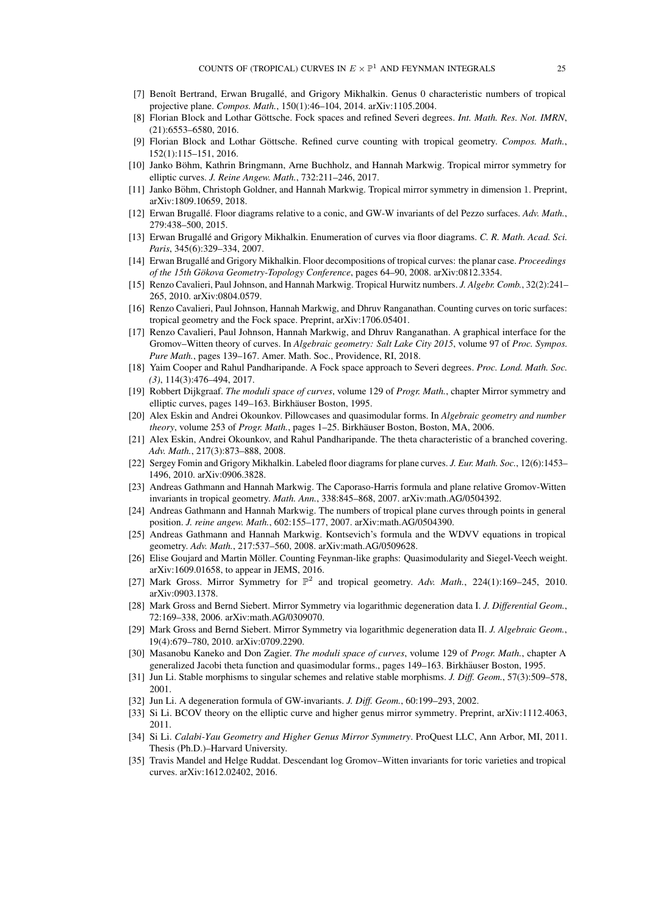[7] Benoît Bertrand, Erwan Brugallé, and Grigory Mikhalkin. Genus 0 characteristic numbers of tropical projective plane. *Compos. Math.*, 150(1):46–104, 2014. arXiv:1105.2004.

[8] Florian Block and Lothar Göttsche. Fock spaces and refined Severi degrees. *Int. Math. Res. Not. IMRN*, (21):6553–6580, 2016.

[9] Florian Block and Lothar Göttsche. Refined curve counting with tropical geometry. *Compos. Math.*, 152(1):115–151, 2016.

[10] Janko Böhm, Kathrin Bringmann, Arne Buchholz, and Hannah Markwig. Tropical mirror symmetry for elliptic curves. *J. Reine Angew. Math.*, 732:211–246, 2017.

[11] Janko Böhm, Christoph Goldner, and Hannah Markwig. Tropical mirror symmetry in dimension 1. Preprint, arXiv:1809.10659, 2018.

[12] Erwan Brugallé. Floor diagrams relative to a conic, and GW-W invariants of del Pezzo surfaces. *Adv. Math.*, 279:438–500, 2015.

[13] Erwan Brugallé and Grigory Mikhalkin. Enumeration of curves via floor diagrams. *C. R. Math. Acad. Sci. Paris*, 345(6):329–334, 2007.

[14] Erwan Brugallé and Grigory Mikhalkin. Floor decompositions of tropical curves: the planar case. *Proceedings of the 15th Gökova Geometry-Topology Conference*, pages 64–90, 2008. arXiv:0812.3354.

[15] Renzo Cavalieri, Paul Johnson, and Hannah Markwig. Tropical Hurwitz numbers. *J. Algebr. Comb.*, 32(2):241–265, 2010. arXiv:0804.0579.

[16] Renzo Cavalieri, Paul Johnson, Hannah Markwig, and Dhruv Ranganathan. Counting curves on toric surfaces: tropical geometry and the Fock space. Preprint, arXiv:1706.05401.

[17] Renzo Cavalieri, Paul Johnson, Hannah Markwig, and Dhruv Ranganathan. A graphical interface for the Gromov–Witten theory of curves. In *Algebraic geometry: Salt Lake City 2015*, volume 97 of *Proc. Sympos. Pure Math.*, pages 139–167. Amer. Math. Soc., Providence, RI, 2018.

[18] Yaim Cooper and Rahul Pandharipande. A Fock space approach to Severi degrees. *Proc. Lond. Math. Soc. (3)*, 114(3):476–494, 2017.

[19] Robbert Dijkgraaf. *The moduli space of curves*, volume 129 of *Progr. Math.*, chapter Mirror symmetry and elliptic curves, pages 149–163. Birkhäuser Boston, 1995.

[20] Alex Eskin and Andrei Okounkov. Pillowcases and quasimodular forms. In *Algebraic geometry and number theory*, volume 253 of *Progr. Math.*, pages 1–25. Birkhäuser Boston, Boston, MA, 2006.

[21] Alex Eskin, Andrei Okounkov, and Rahul Pandharipande. The theta characteristic of a branched covering. *Adv. Math.*, 217(3):873–888, 2008.

[22] Sergey Fomin and Grigory Mikhalkin. Labeled floor diagrams for plane curves. *J. Eur. Math. Soc.*, 12(6):1453–1496, 2010. arXiv:0906.3828.

[23] Andreas Gathmann and Hannah Markwig. The Caporaso-Harris formula and plane relative Gromov-Witten invariants in tropical geometry. *Math. Ann.*, 338:845–868, 2007. arXiv:math.AG/0504392.

[24] Andreas Gathmann and Hannah Markwig. The numbers of tropical plane curves through points in general position. *J. reine angew. Math.*, 602:155–177, 2007. arXiv:math.AG/0504390.

[25] Andreas Gathmann and Hannah Markwig. Kontsevich's formula and the WDVV equations in tropical geometry. *Adv. Math.*, 217:537–560, 2008. arXiv:math.AG/0509628.

[26] Elise Goujard and Martin Möller. Counting Feynman-like graphs: Quasimodularity and Siegel-Veech weight. arXiv:1609.01658, to appear in JEMS, 2016.

[27] Mark Gross. Mirror Symmetry for $\mathbb{P}^2$ and tropical geometry. *Adv. Math.*, 224(1):169–245, 2010. arXiv:0903.1378.

[28] Mark Gross and Bernd Siebert. Mirror Symmetry via logarithmic degeneration data I. *J. Differential Geom.*, 72:169–338, 2006. arXiv:math.AG/0309070.

[29] Mark Gross and Bernd Siebert. Mirror Symmetry via logarithmic degeneration data II. *J. Algebraic Geom.*, 19(4):679–780, 2010. arXiv:0709.2290.

[30] Masanobu Kaneko and Don Zagier. *The moduli space of curves*, volume 129 of *Progr. Math.*, chapter A generalized Jacobi theta function and quasimodular forms., pages 149–163. Birkhäuser Boston, 1995.

[31] Jun Li. Stable morphisms to singular schemes and relative stable morphisms. *J. Diff. Geom.*, 57(3):509–578, 2001.

[32] Jun Li. A degeneration formula of GW-invariants. *J. Diff. Geom.*, 60:199–293, 2002.

[33] Si Li. BCOV theory on the elliptic curve and higher genus mirror symmetry. Preprint, arXiv:1112.4063, 2011.

[34] Si Li. *Calabi-Yau Geometry and Higher Genus Mirror Symmetry*. ProQuest LLC, Ann Arbor, MI, 2011. Thesis (Ph.D.)–Harvard University.

[35] Travis Mandel and Helge Ruddat. Descendant log Gromov–Witten invariants for toric varieties and tropical curves. arXiv:1612.02402, 2016.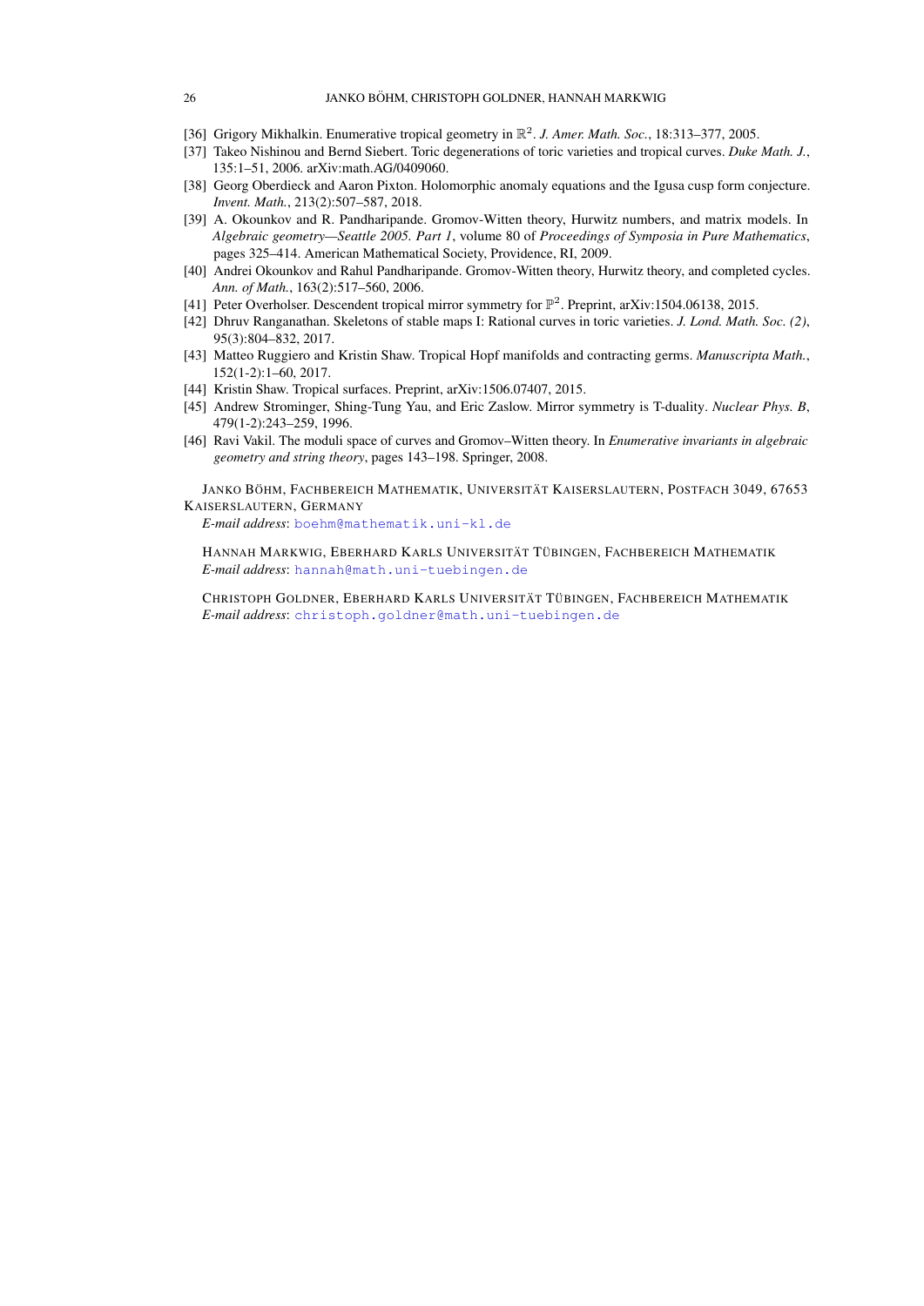[36] Grigory Mikhalkin. Enumerative tropical geometry in $\mathbb{R}^2$. *J. Amer. Math. Soc.*, 18:313–377, 2005.

[37] Takeo Nishinou and Bernd Siebert. Toric degenerations of toric varieties and tropical curves. *Duke Math. J.*, 135:1–51, 2006. arXiv:math.AG/0409060.

[38] Georg Oberdieck and Aaron Pixton. Holomorphic anomaly equations and the Igusa cusp form conjecture. *Invent. Math.*, 213(2):507–587, 2018.

[39] A. Okounkov and R. Pandharipande. Gromov-Witten theory, Hurwitz numbers, and matrix models. In *Algebraic geometry—Seattle 2005. Part 1*, volume 80 of *Proceedings of Symposia in Pure Mathematics*, pages 325–414. American Mathematical Society, Providence, RI, 2009.

[40] Andrei Okounkov and Rahul Pandharipande. Gromov-Witten theory, Hurwitz theory, and completed cycles. *Ann. of Math.*, 163(2):517–560, 2006.

[41] Peter Overholser. Descendent tropical mirror symmetry for $\mathbb{P}^2$. Preprint, arXiv:1504.06138, 2015.

[42] Dhruv Ranganathan. Skeletons of stable maps I: Rational curves in toric varieties. *J. Lond. Math. Soc. (2)*, 95(3):804–832, 2017.

[43] Matteo Ruggiero and Kristin Shaw. Tropical Hopf manifolds and contracting germs. *Manuscripta Math.*, 152(1-2):1–60, 2017.

[44] Kristin Shaw. Tropical surfaces. Preprint, arXiv:1506.07407, 2015.

[45] Andrew Strominger, Shing-Tung Yau, and Eric Zaslow. Mirror symmetry is T-duality. *Nuclear Phys. B*, 479(1-2):243–259, 1996.

[46] Ravi Vakil. The moduli space of curves and Gromov–Witten theory. In *Enumerative invariants in algebraic geometry and string theory*, pages 143–198. Springer, 2008.

JANKO BÖHM, FACHBEREICH MATHEMATIK, UNIVERSITÄT KAISERSLAUTERN, POSTFACH 3049, 67653 KAISERSLAUTERN, GERMANY

*E-mail address*: boehm@mathematik.uni-kl.de

HANNAH MARKWIG, EBERHARD KARLS UNIVERSITÄT TÜBINGEN, FACHBEREICH MATHEMATIK

*E-mail address*: hannah@math.uni-tuebingen.de

CHRISTOPH GOLDNER, EBERHARD KARLS UNIVERSITÄT TÜBINGEN, FACHBEREICH MATHEMATIK

*E-mail address*: christoph.goldner@math.uni-tuebingen.de